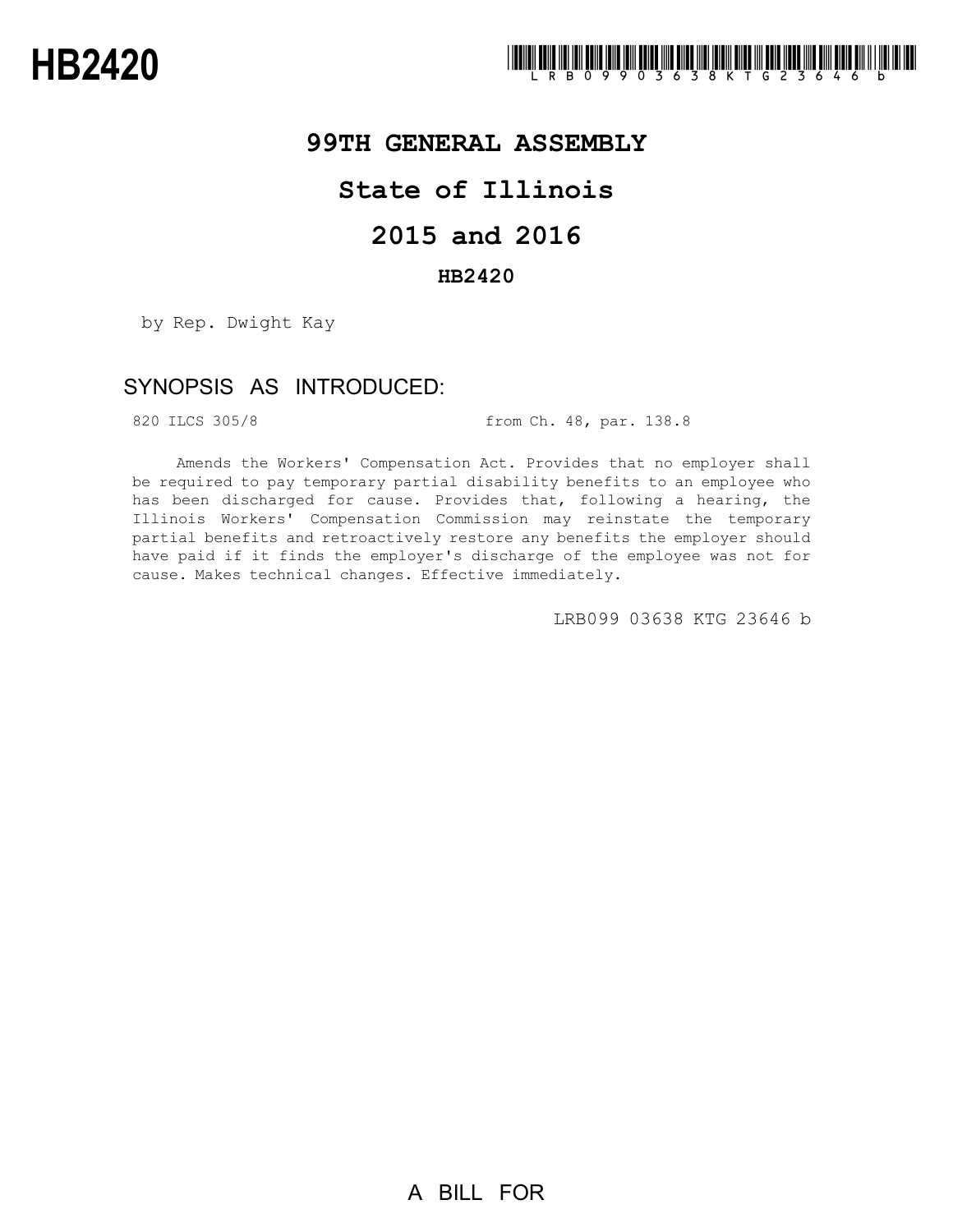# HB2420

LRB099 03638 KTG 23646 b

## 99TH GENERAL ASSEMBLY

## State of Illinois

## 2015 and 2016

### HB2420

by Rep. Dwight Kay

### SYNOPSIS AS INTRODUCED:

820 ILCS 305/8 from Ch. 48, par. 138.8

Amends the Workers' Compensation Act. Provides that no employer shall be required to pay temporary partial disability benefits to an employee who has been discharged for cause. Provides that, following a hearing, the Illinois Workers' Compensation Commission may reinstate the temporary partial benefits and retroactively restore any benefits the employer should have paid if it finds the employer's discharge of the employee was not for cause. Makes technical changes. Effective immediately.

LRB099 03638 KTG 23646 b

A BILL FOR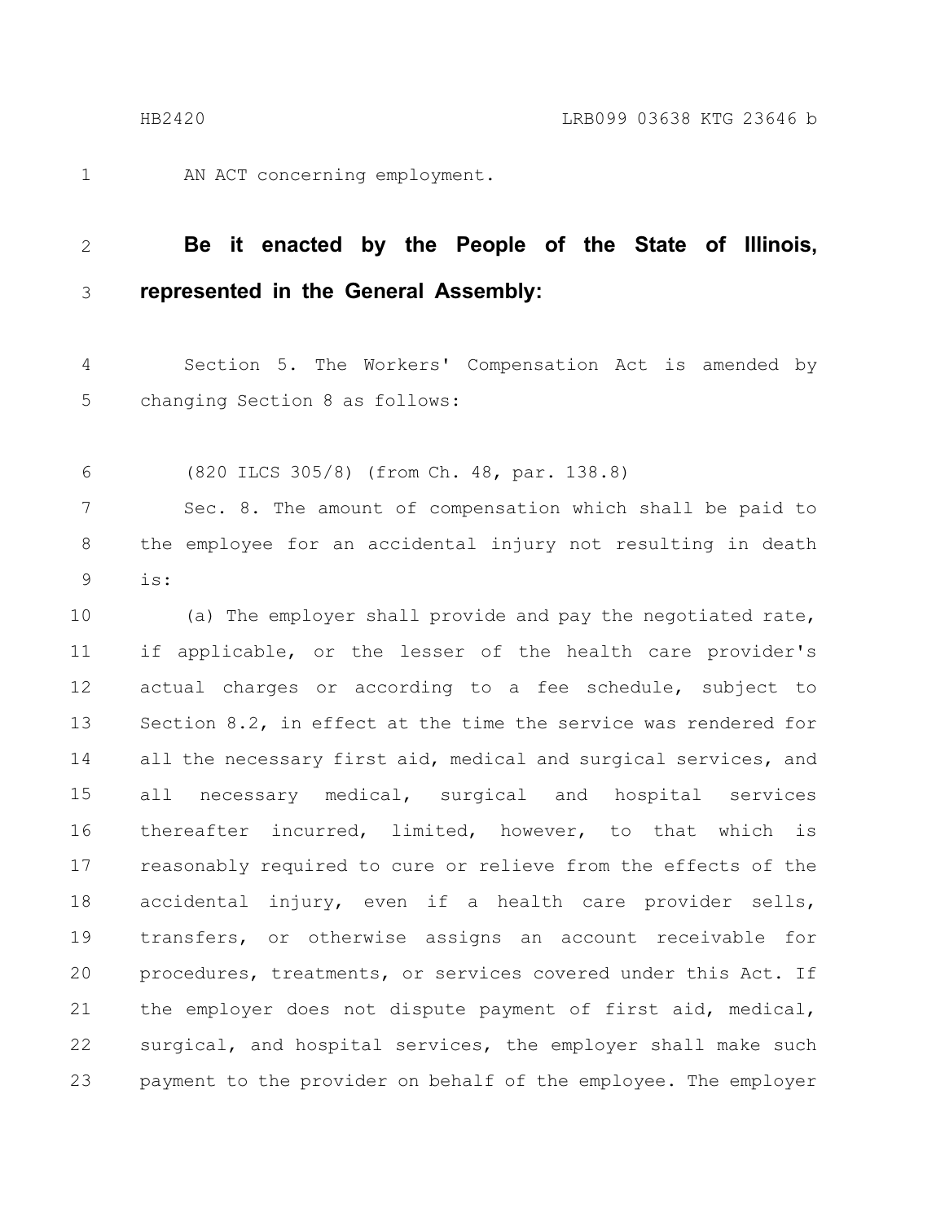AN ACT concerning employment.

**Be it enacted by the People of the State of Illinois, represented in the General Assembly:**

Section 5. The Workers' Compensation Act is amended by changing Section 8 as follows:

(820 ILCS 305/8) (from Ch. 48, par. 138.8)

Sec. 8. The amount of compensation which shall be paid to the employee for an accidental injury not resulting in death is:

(a) The employer shall provide and pay the negotiated rate, if applicable, or the lesser of the health care provider's actual charges or according to a fee schedule, subject to Section 8.2, in effect at the time the service was rendered for all the necessary first aid, medical and surgical services, and all necessary medical, surgical and hospital services thereafter incurred, limited, however, to that which is reasonably required to cure or relieve from the effects of the accidental injury, even if a health care provider sells, transfers, or otherwise assigns an account receivable for procedures, treatments, or services covered under this Act. If the employer does not dispute payment of first aid, medical, surgical, and hospital services, the employer shall make such payment to the provider on behalf of the employee. The employer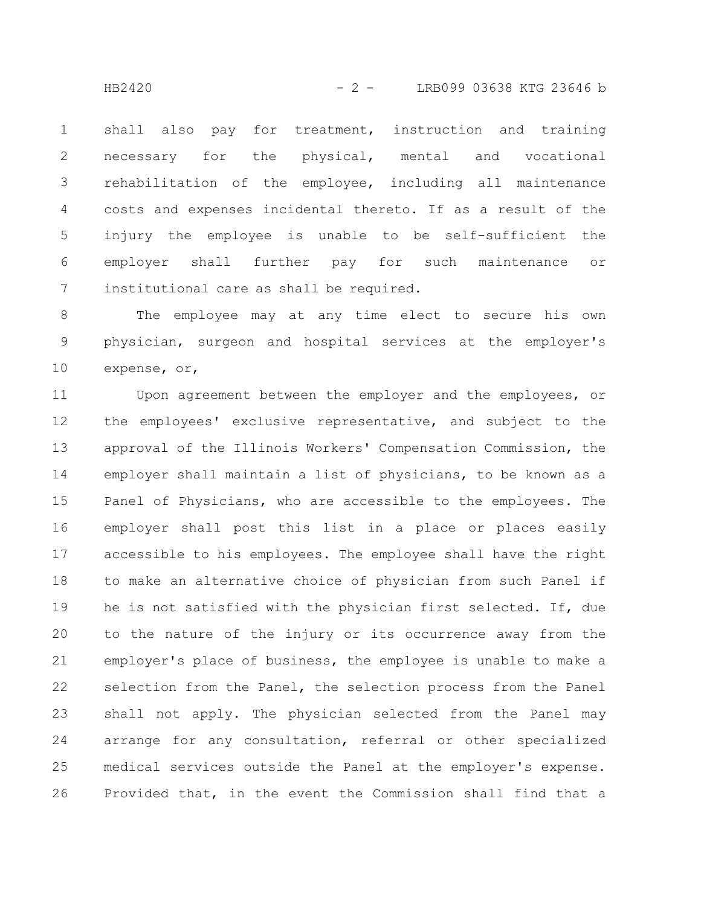shall also pay for treatment, instruction and training necessary for the physical, mental and vocational rehabilitation of the employee, including all maintenance costs and expenses incidental thereto. If as a result of the injury the employee is unable to be self-sufficient the employer shall further pay for such maintenance or institutional care as shall be required.

The employee may at any time elect to secure his own physician, surgeon and hospital services at the employer's expense, or,

Upon agreement between the employer and the employees, or the employees' exclusive representative, and subject to the approval of the Illinois Workers' Compensation Commission, the employer shall maintain a list of physicians, to be known as a Panel of Physicians, who are accessible to the employees. The employer shall post this list in a place or places easily accessible to his employees. The employee shall have the right to make an alternative choice of physician from such Panel if he is not satisfied with the physician first selected. If, due to the nature of the injury or its occurrence away from the employer's place of business, the employee is unable to make a selection from the Panel, the selection process from the Panel shall not apply. The physician selected from the Panel may arrange for any consultation, referral or other specialized medical services outside the Panel at the employer's expense. Provided that, in the event the Commission shall find that a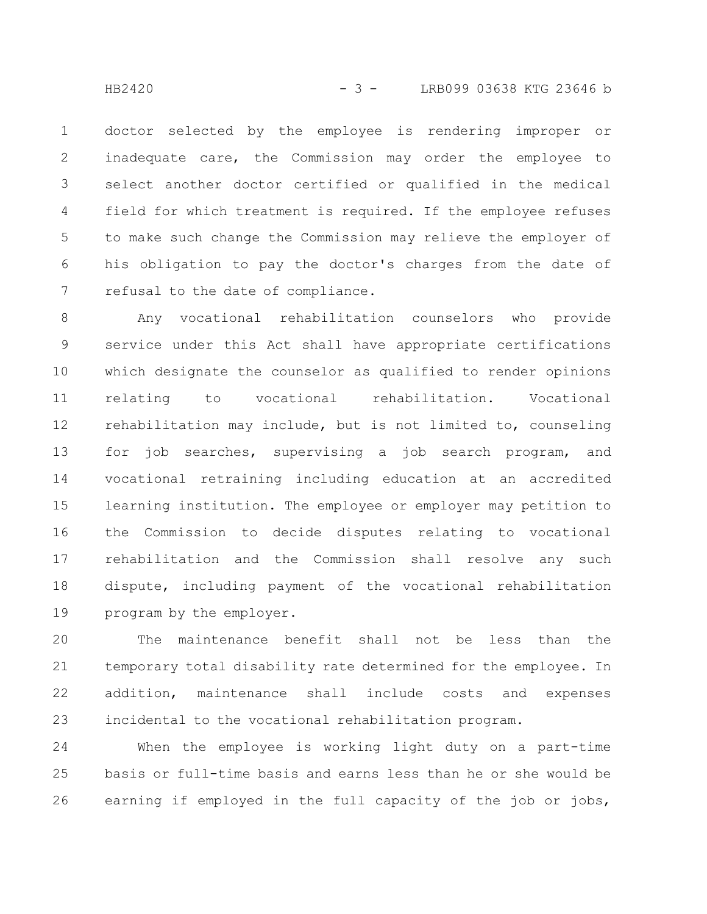doctor selected by the employee is rendering improper or inadequate care, the Commission may order the employee to select another doctor certified or qualified in the medical field for which treatment is required. If the employee refuses to make such change the Commission may relieve the employer of his obligation to pay the doctor's charges from the date of refusal to the date of compliance.

Any vocational rehabilitation counselors who provide service under this Act shall have appropriate certifications which designate the counselor as qualified to render opinions relating to vocational rehabilitation. Vocational rehabilitation may include, but is not limited to, counseling for job searches, supervising a job search program, and vocational retraining including education at an accredited learning institution. The employee or employer may petition to the Commission to decide disputes relating to vocational rehabilitation and the Commission shall resolve any such dispute, including payment of the vocational rehabilitation program by the employer.

The maintenance benefit shall not be less than the temporary total disability rate determined for the employee. In addition, maintenance shall include costs and expenses incidental to the vocational rehabilitation program.

When the employee is working light duty on a part-time basis or full-time basis and earns less than he or she would be earning if employed in the full capacity of the job or jobs,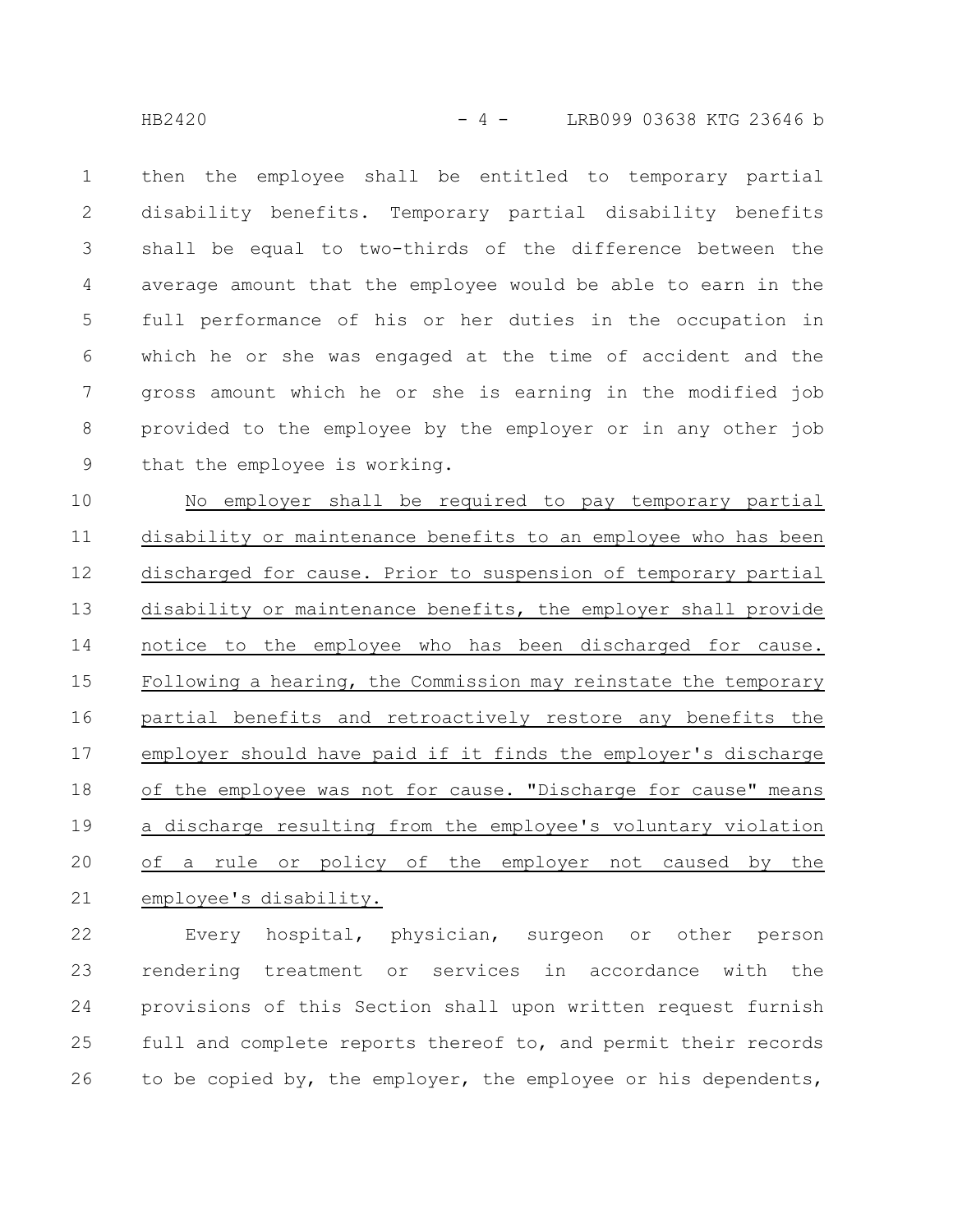then the employee shall be entitled to temporary partial disability benefits. Temporary partial disability benefits shall be equal to two-thirds of the difference between the average amount that the employee would be able to earn in the full performance of his or her duties in the occupation in which he or she was engaged at the time of accident and the gross amount which he or she is earning in the modified job provided to the employee by the employer or in any other job that the employee is working.

<u>No employer shall be required to pay temporary partial disability or maintenance benefits to an employee who has been discharged for cause. Prior to suspension of temporary partial disability or maintenance benefits, the employer shall provide notice to the employee who has been discharged for cause. Following a hearing, the Commission may reinstate the temporary partial benefits and retroactively restore any benefits the employer should have paid if it finds the employer's discharge of the employee was not for cause. "Discharge for cause" means a discharge resulting from the employee's voluntary violation of a rule or policy of the employer not caused by the employee's disability.</u>

Every hospital, physician, surgeon or other person rendering treatment or services in accordance with the provisions of this Section shall upon written request furnish full and complete reports thereof to, and permit their records to be copied by, the employer, the employee or his dependents,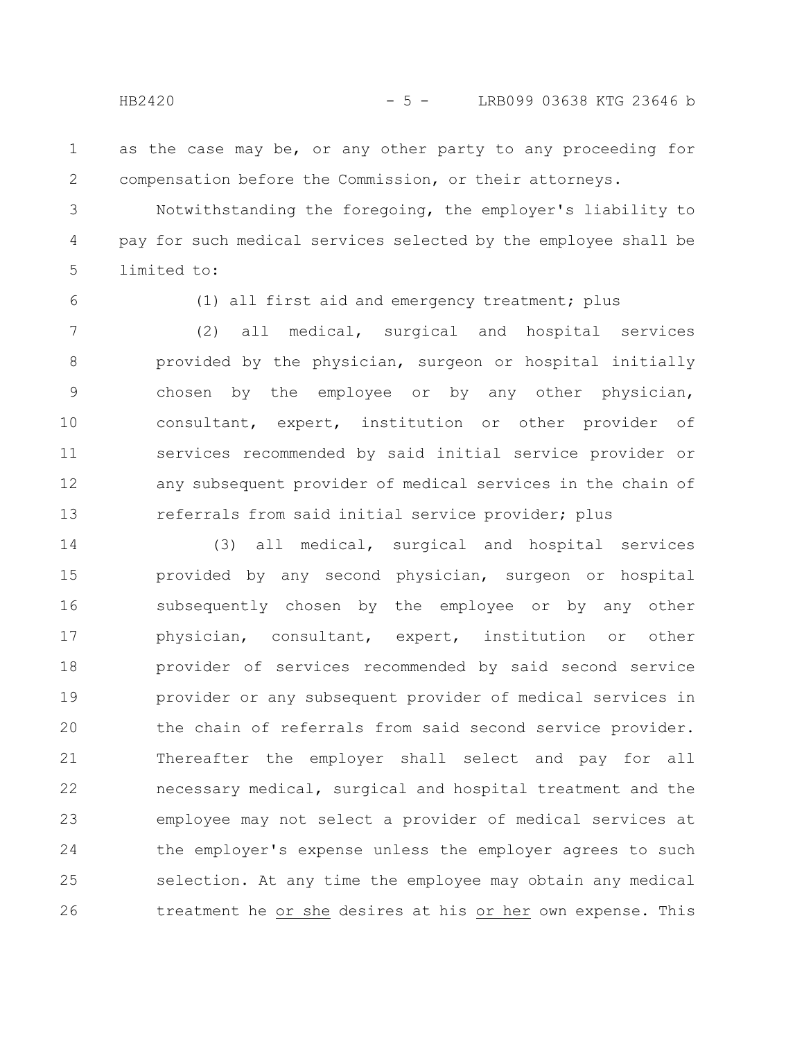as the case may be, or any other party to any proceeding for compensation before the Commission, or their attorneys.

Notwithstanding the foregoing, the employer's liability to pay for such medical services selected by the employee shall be limited to:

(1) all first aid and emergency treatment; plus

(2) all medical, surgical and hospital services provided by the physician, surgeon or hospital initially chosen by the employee or by any other physician, consultant, expert, institution or other provider of services recommended by said initial service provider or any subsequent provider of medical services in the chain of referrals from said initial service provider; plus

(3) all medical, surgical and hospital services provided by any second physician, surgeon or hospital subsequently chosen by the employee or by any other physician, consultant, expert, institution or other provider of services recommended by said second service provider or any subsequent provider of medical services in the chain of referrals from said second service provider. Thereafter the employer shall select and pay for all necessary medical, surgical and hospital treatment and the employee may not select a provider of medical services at the employer's expense unless the employer agrees to such selection. At any time the employee may obtain any medical treatment he <u>or she</u> desires at his <u>or her</u> own expense. This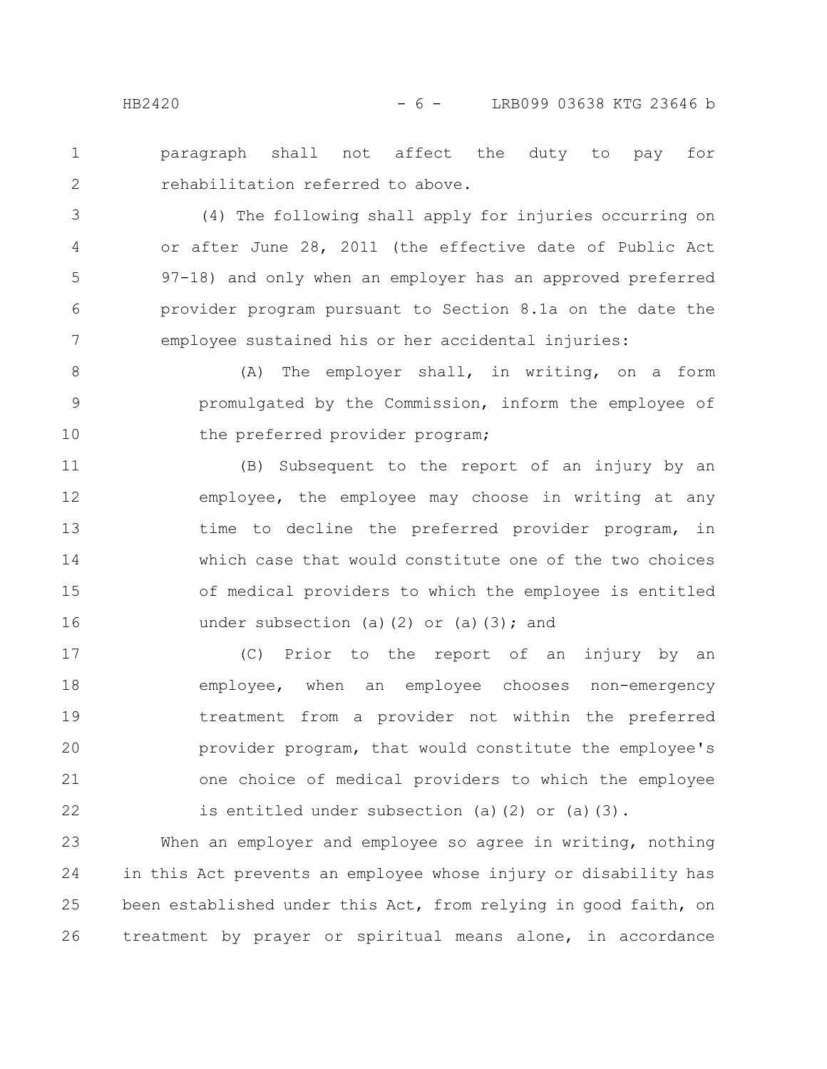paragraph shall not affect the duty to pay for rehabilitation referred to above.

(4) The following shall apply for injuries occurring on or after June 28, 2011 (the effective date of Public Act 97-18) and only when an employer has an approved preferred provider program pursuant to Section 8.1a on the date the employee sustained his or her accidental injuries:

(A) The employer shall, in writing, on a form promulgated by the Commission, inform the employee of the preferred provider program;

(B) Subsequent to the report of an injury by an employee, the employee may choose in writing at any time to decline the preferred provider program, in which case that would constitute one of the two choices of medical providers to which the employee is entitled under subsection (a)(2) or (a)(3); and

(C) Prior to the report of an injury by an employee, when an employee chooses non-emergency treatment from a provider not within the preferred provider program, that would constitute the employee's one choice of medical providers to which the employee is entitled under subsection (a)(2) or (a)(3).

When an employer and employee so agree in writing, nothing in this Act prevents an employee whose injury or disability has been established under this Act, from relying in good faith, on treatment by prayer or spiritual means alone, in accordance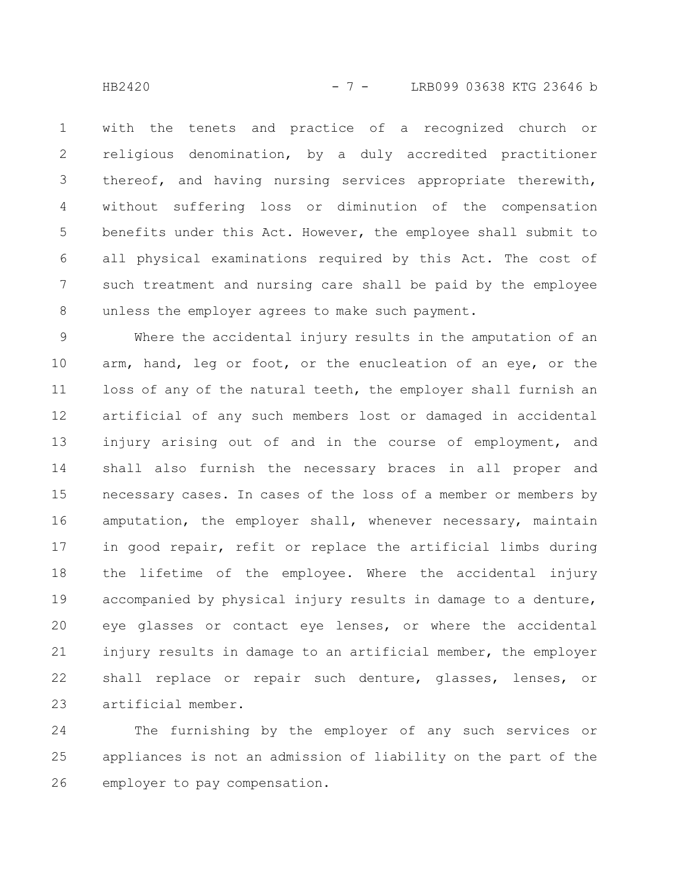with the tenets and practice of a recognized church or religious denomination, by a duly accredited practitioner thereof, and having nursing services appropriate therewith, without suffering loss or diminution of the compensation benefits under this Act. However, the employee shall submit to all physical examinations required by this Act. The cost of such treatment and nursing care shall be paid by the employee unless the employer agrees to make such payment.

Where the accidental injury results in the amputation of an arm, hand, leg or foot, or the enucleation of an eye, or the loss of any of the natural teeth, the employer shall furnish an artificial of any such members lost or damaged in accidental injury arising out of and in the course of employment, and shall also furnish the necessary braces in all proper and necessary cases. In cases of the loss of a member or members by amputation, the employer shall, whenever necessary, maintain in good repair, refit or replace the artificial limbs during the lifetime of the employee. Where the accidental injury accompanied by physical injury results in damage to a denture, eye glasses or contact eye lenses, or where the accidental injury results in damage to an artificial member, the employer shall replace or repair such denture, glasses, lenses, or artificial member.

The furnishing by the employer of any such services or appliances is not an admission of liability on the part of the employer to pay compensation.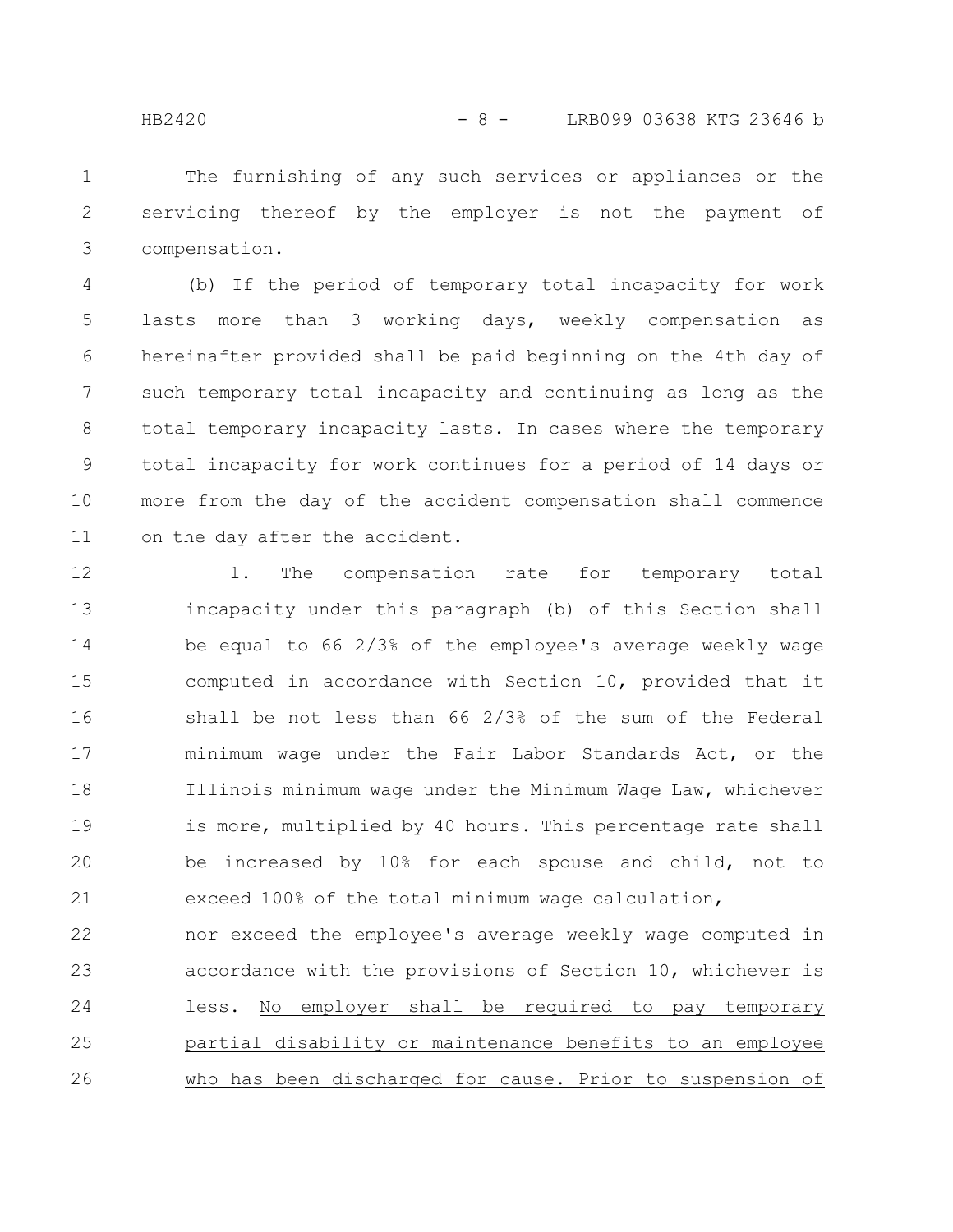The furnishing of any such services or appliances or the servicing thereof by the employer is not the payment of compensation.

(b) If the period of temporary total incapacity for work lasts more than 3 working days, weekly compensation as hereinafter provided shall be paid beginning on the 4th day of such temporary total incapacity and continuing as long as the total temporary incapacity lasts. In cases where the temporary total incapacity for work continues for a period of 14 days or more from the day of the accident compensation shall commence on the day after the accident.

1. The compensation rate for temporary total incapacity under this paragraph (b) of this Section shall be equal to 66 2/3% of the employee's average weekly wage computed in accordance with Section 10, provided that it shall be not less than 66 2/3% of the sum of the Federal minimum wage under the Fair Labor Standards Act, or the Illinois minimum wage under the Minimum Wage Law, whichever is more, multiplied by 40 hours. This percentage rate shall be increased by 10% for each spouse and child, not to exceed 100% of the total minimum wage calculation,

nor exceed the employee's average weekly wage computed in accordance with the provisions of Section 10, whichever is less. <u>No employer shall be required to pay temporary partial disability or maintenance benefits to an employee who has been discharged for cause. Prior to suspension of</u>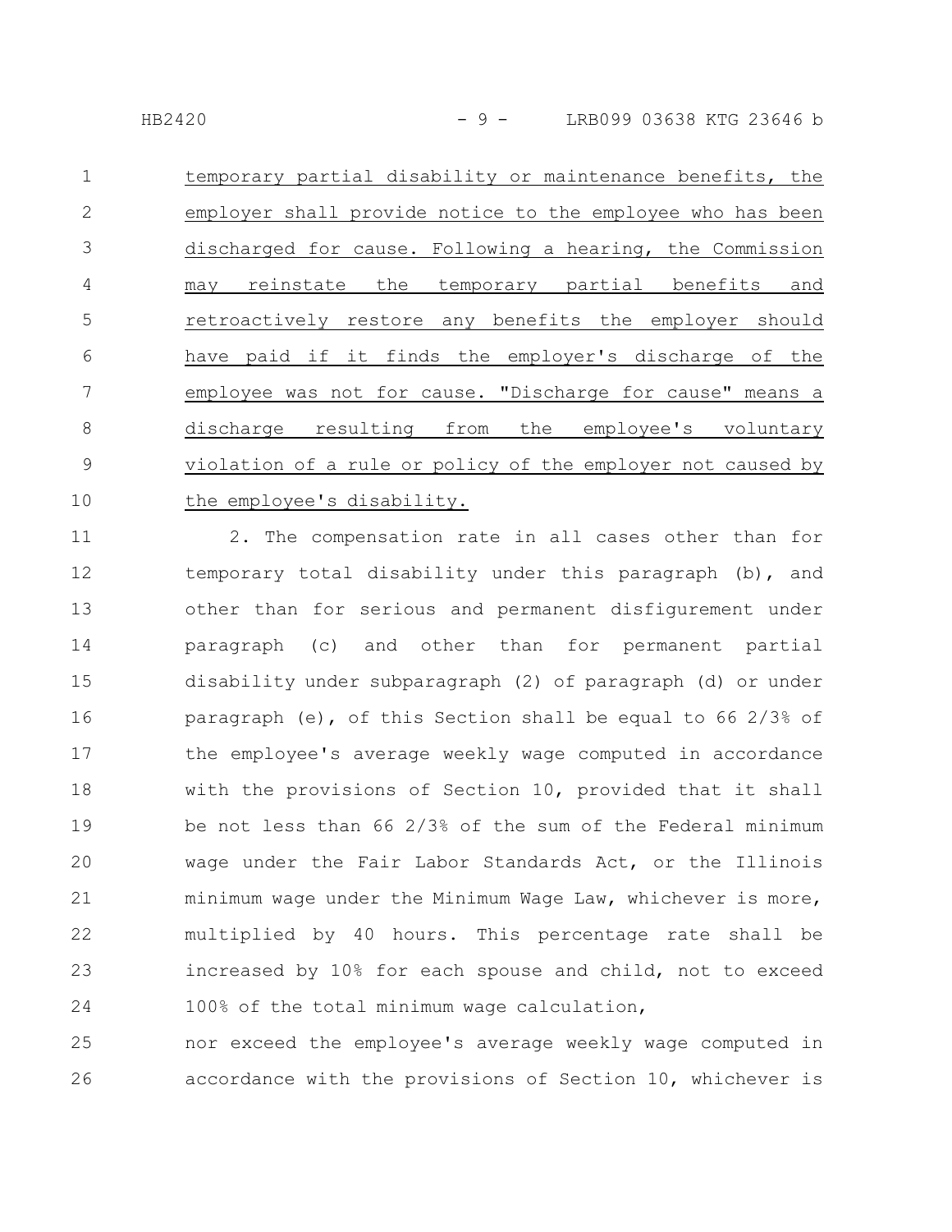temporary partial disability or maintenance benefits, the employer shall provide notice to the employee who has been discharged for cause. Following a hearing, the Commission may reinstate the temporary partial benefits and retroactively restore any benefits the employer should have paid if it finds the employer's discharge of the employee was not for cause. "Discharge for cause" means a discharge resulting from the employee's voluntary violation of a rule or policy of the employer not caused by the employee's disability.

2. The compensation rate in all cases other than for temporary total disability under this paragraph (b), and other than for serious and permanent disfigurement under paragraph (c) and other than for permanent partial disability under subparagraph (2) of paragraph (d) or under paragraph (e), of this Section shall be equal to 66 2/3% of the employee's average weekly wage computed in accordance with the provisions of Section 10, provided that it shall be not less than 66 2/3% of the sum of the Federal minimum wage under the Fair Labor Standards Act, or the Illinois minimum wage under the Minimum Wage Law, whichever is more, multiplied by 40 hours. This percentage rate shall be increased by 10% for each spouse and child, not to exceed 100% of the total minimum wage calculation,

nor exceed the employee's average weekly wage computed in accordance with the provisions of Section 10, whichever is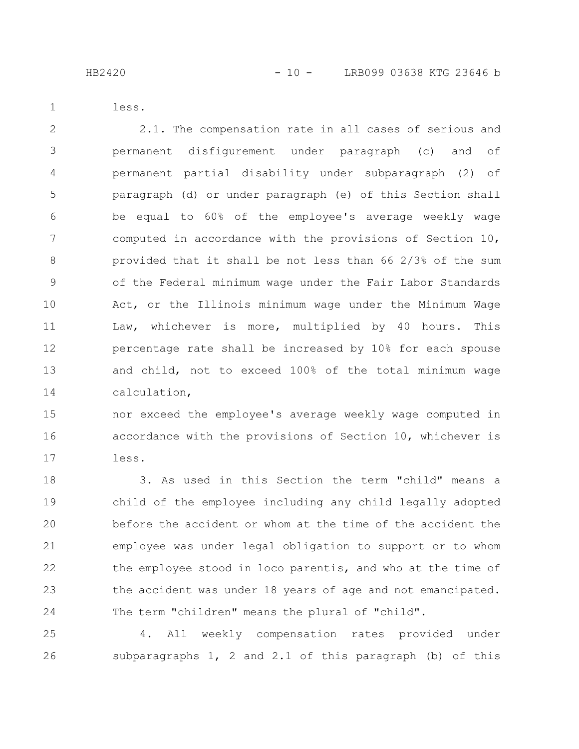less.

2.1. The compensation rate in all cases of serious and permanent disfigurement under paragraph (c) and of permanent partial disability under subparagraph (2) of paragraph (d) or under paragraph (e) of this Section shall be equal to 60% of the employee's average weekly wage computed in accordance with the provisions of Section 10, provided that it shall be not less than 66 2/3% of the sum of the Federal minimum wage under the Fair Labor Standards Act, or the Illinois minimum wage under the Minimum Wage Law, whichever is more, multiplied by 40 hours. This percentage rate shall be increased by 10% for each spouse and child, not to exceed 100% of the total minimum wage calculation,

nor exceed the employee's average weekly wage computed in accordance with the provisions of Section 10, whichever is less.

3. As used in this Section the term "child" means a child of the employee including any child legally adopted before the accident or whom at the time of the accident the employee was under legal obligation to support or to whom the employee stood in loco parentis, and who at the time of the accident was under 18 years of age and not emancipated. The term "children" means the plural of "child".

4. All weekly compensation rates provided under subparagraphs 1, 2 and 2.1 of this paragraph (b) of this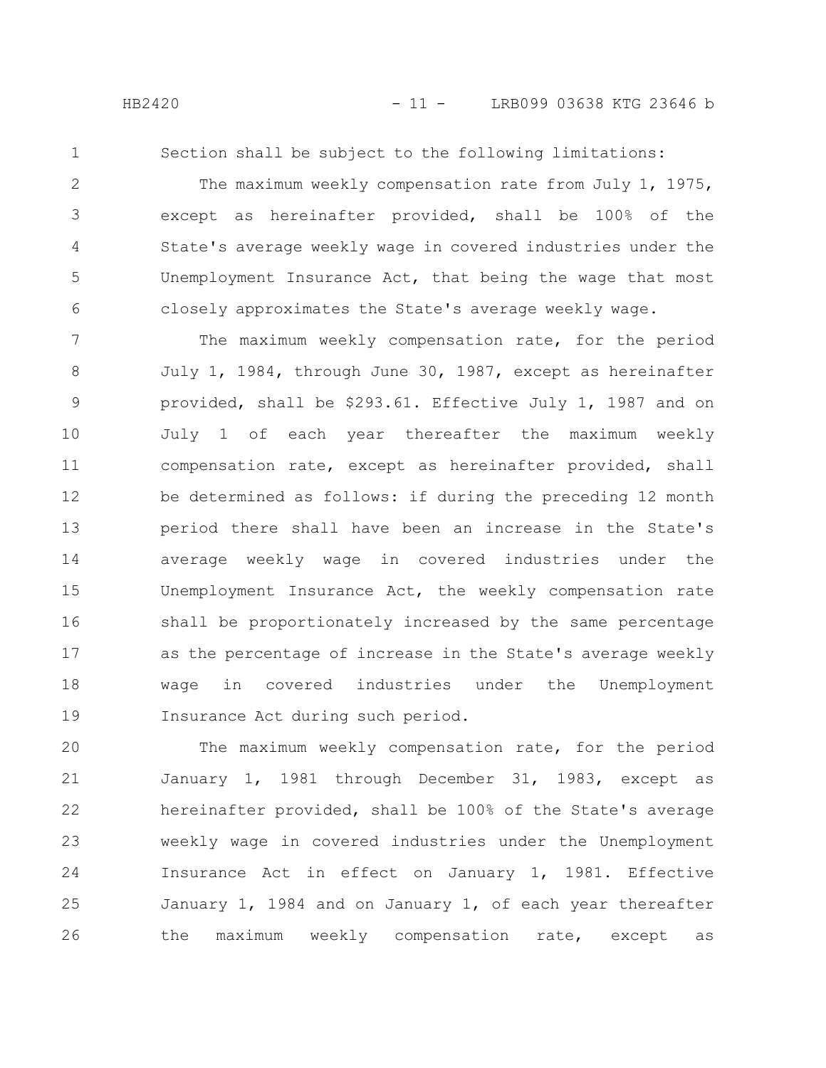Section shall be subject to the following limitations:

The maximum weekly compensation rate from July 1, 1975, except as hereinafter provided, shall be 100% of the State's average weekly wage in covered industries under the Unemployment Insurance Act, that being the wage that most closely approximates the State's average weekly wage.

The maximum weekly compensation rate, for the period July 1, 1984, through June 30, 1987, except as hereinafter provided, shall be $293.61. Effective July 1, 1987 and on July 1 of each year thereafter the maximum weekly compensation rate, except as hereinafter provided, shall be determined as follows: if during the preceding 12 month period there shall have been an increase in the State's average weekly wage in covered industries under the Unemployment Insurance Act, the weekly compensation rate shall be proportionately increased by the same percentage as the percentage of increase in the State's average weekly wage in covered industries under the Unemployment Insurance Act during such period.

The maximum weekly compensation rate, for the period January 1, 1981 through December 31, 1983, except as hereinafter provided, shall be 100% of the State's average weekly wage in covered industries under the Unemployment Insurance Act in effect on January 1, 1981. Effective January 1, 1984 and on January 1, of each year thereafter the maximum weekly compensation rate, except as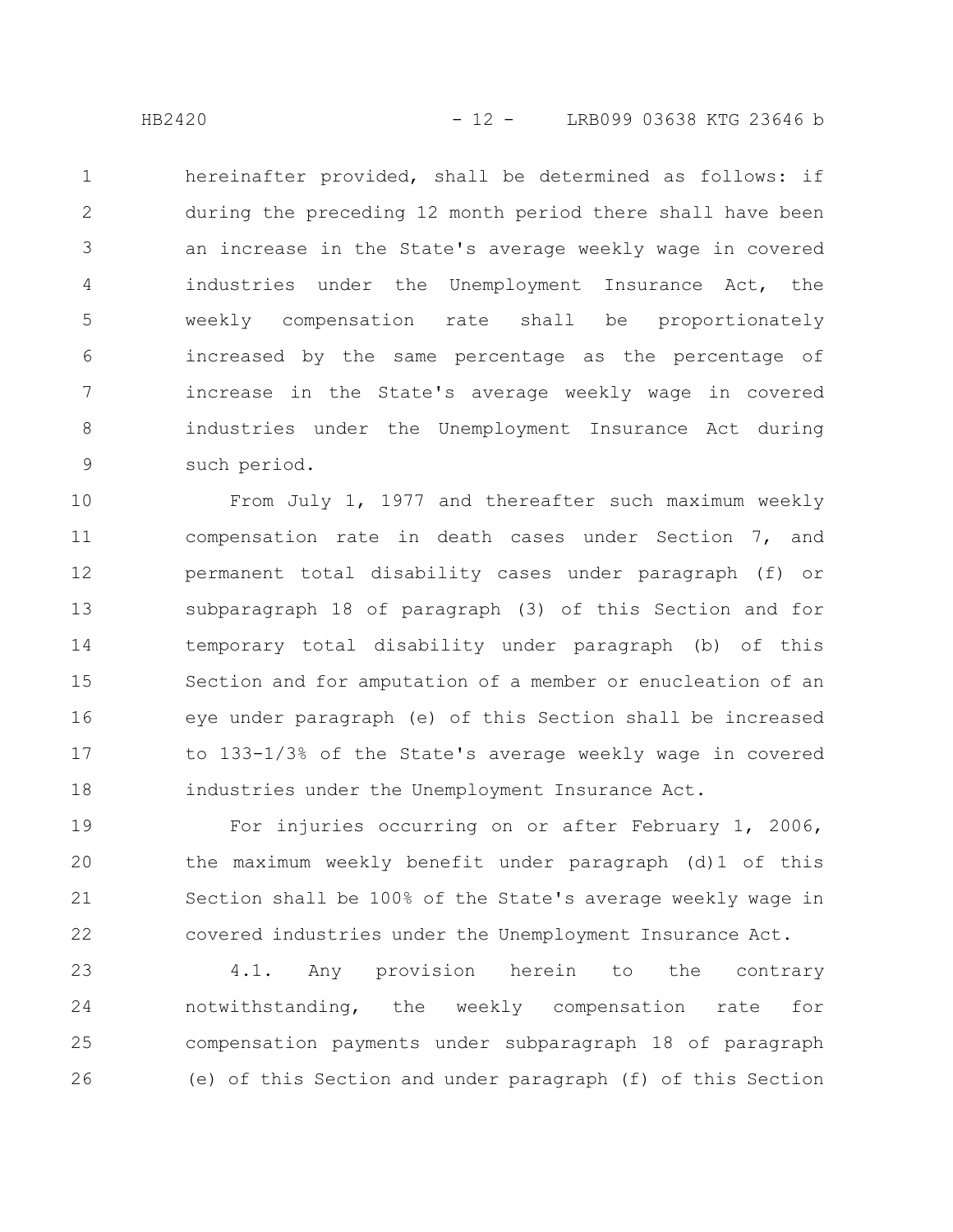hereinafter provided, shall be determined as follows: if during the preceding 12 month period there shall have been an increase in the State's average weekly wage in covered industries under the Unemployment Insurance Act, the weekly compensation rate shall be proportionately increased by the same percentage as the percentage of increase in the State's average weekly wage in covered industries under the Unemployment Insurance Act during such period.

From July 1, 1977 and thereafter such maximum weekly compensation rate in death cases under Section 7, and permanent total disability cases under paragraph (f) or subparagraph 18 of paragraph (3) of this Section and for temporary total disability under paragraph (b) of this Section and for amputation of a member or enucleation of an eye under paragraph (e) of this Section shall be increased to 133-1/3% of the State's average weekly wage in covered industries under the Unemployment Insurance Act.

For injuries occurring on or after February 1, 2006, the maximum weekly benefit under paragraph (d)1 of this Section shall be 100% of the State's average weekly wage in covered industries under the Unemployment Insurance Act.

4.1. Any provision herein to the contrary notwithstanding, the weekly compensation rate for compensation payments under subparagraph 18 of paragraph (e) of this Section and under paragraph (f) of this Section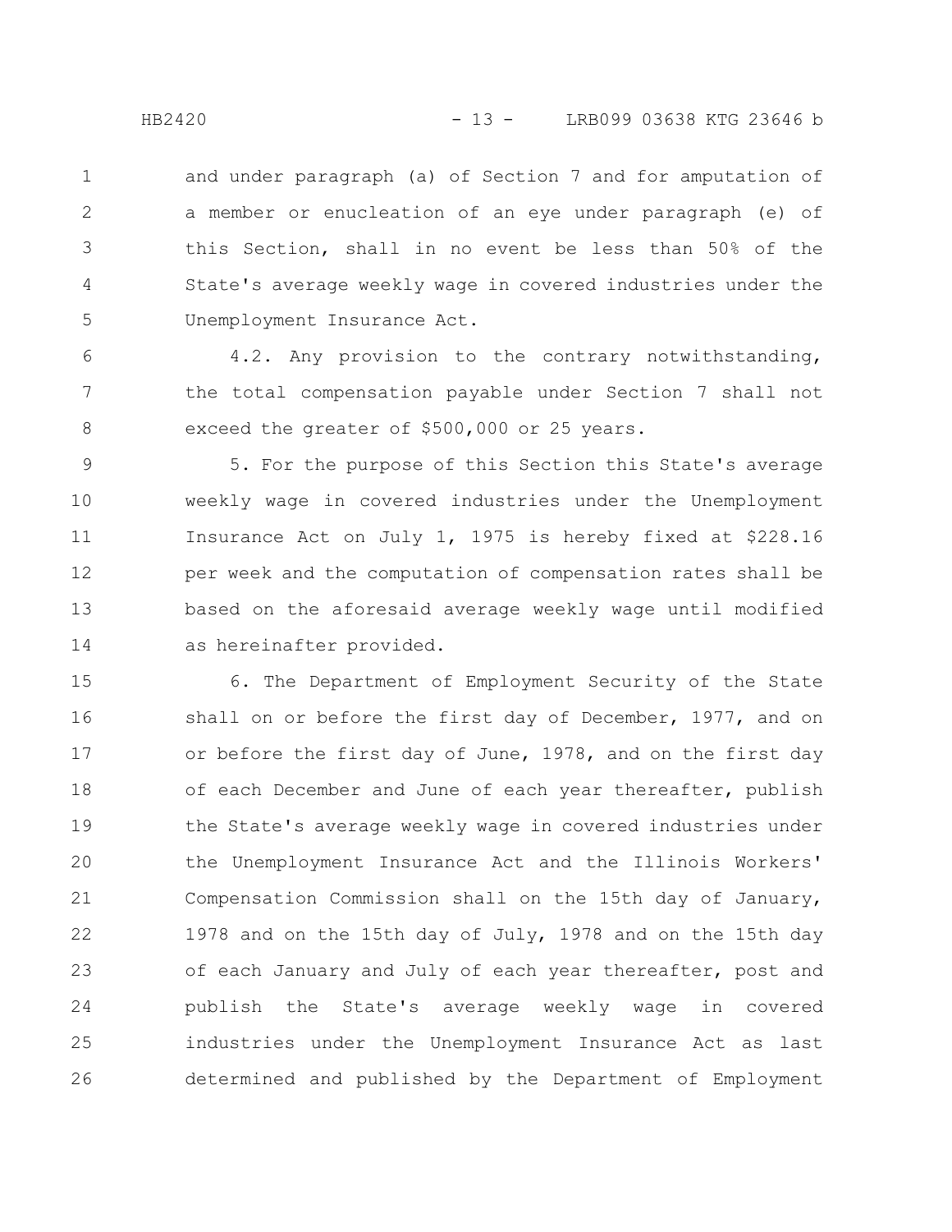and under paragraph (a) of Section 7 and for amputation of a member or enucleation of an eye under paragraph (e) of this Section, shall in no event be less than 50% of the State's average weekly wage in covered industries under the Unemployment Insurance Act.

4.2. Any provision to the contrary notwithstanding, the total compensation payable under Section 7 shall not exceed the greater of $500,000 or 25 years.

5. For the purpose of this Section this State's average weekly wage in covered industries under the Unemployment Insurance Act on July 1, 1975 is hereby fixed at $228.16 per week and the computation of compensation rates shall be based on the aforesaid average weekly wage until modified as hereinafter provided.

6. The Department of Employment Security of the State shall on or before the first day of December, 1977, and on or before the first day of June, 1978, and on the first day of each December and June of each year thereafter, publish the State's average weekly wage in covered industries under the Unemployment Insurance Act and the Illinois Workers' Compensation Commission shall on the 15th day of January, 1978 and on the 15th day of July, 1978 and on the 15th day of each January and July of each year thereafter, post and publish the State's average weekly wage in covered industries under the Unemployment Insurance Act as last determined and published by the Department of Employment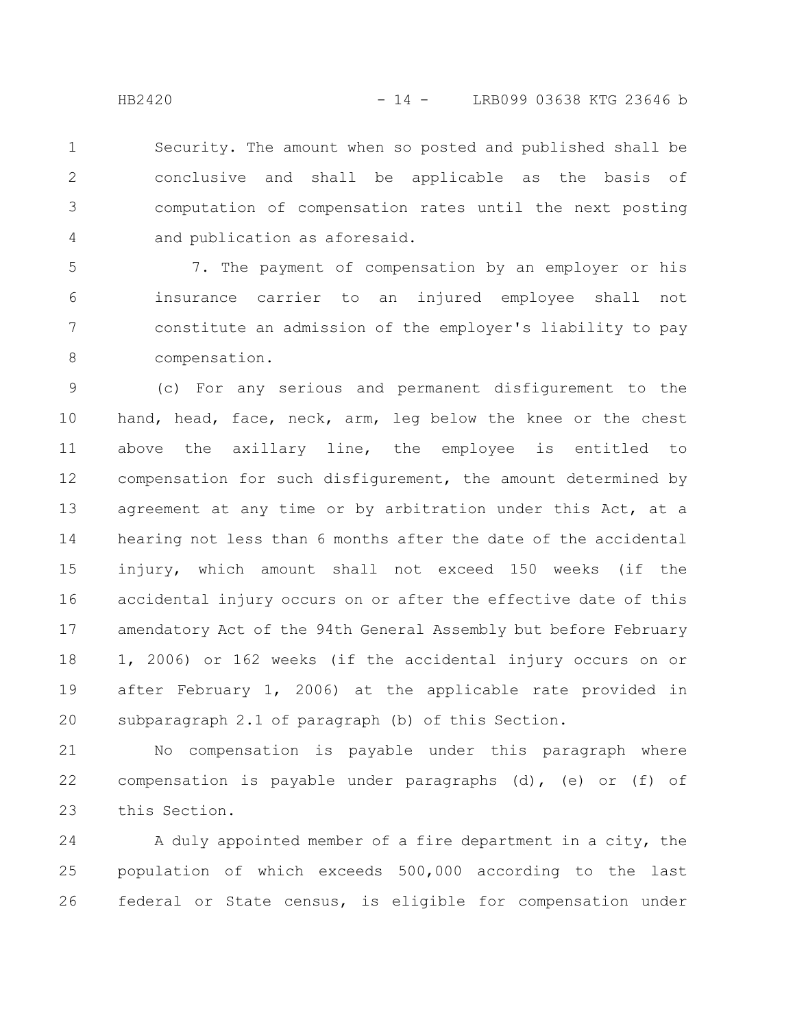Security. The amount when so posted and published shall be conclusive and shall be applicable as the basis of computation of compensation rates until the next posting and publication as aforesaid.

7. The payment of compensation by an employer or his insurance carrier to an injured employee shall not constitute an admission of the employer's liability to pay compensation.

(c) For any serious and permanent disfigurement to the hand, head, face, neck, arm, leg below the knee or the chest above the axillary line, the employee is entitled to compensation for such disfigurement, the amount determined by agreement at any time or by arbitration under this Act, at a hearing not less than 6 months after the date of the accidental injury, which amount shall not exceed 150 weeks (if the accidental injury occurs on or after the effective date of this amendatory Act of the 94th General Assembly but before February 1, 2006) or 162 weeks (if the accidental injury occurs on or after February 1, 2006) at the applicable rate provided in subparagraph 2.1 of paragraph (b) of this Section.

No compensation is payable under this paragraph where compensation is payable under paragraphs (d), (e) or (f) of this Section.

A duly appointed member of a fire department in a city, the population of which exceeds 500,000 according to the last federal or State census, is eligible for compensation under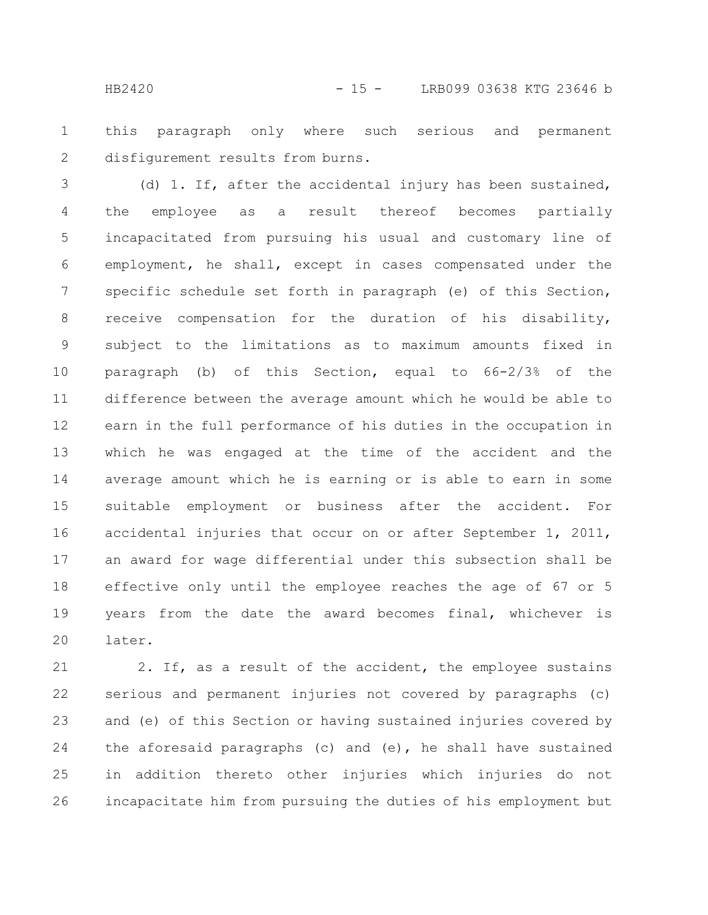this paragraph only where such serious and permanent disfigurement results from burns.

(d) 1. If, after the accidental injury has been sustained, the employee as a result thereof becomes partially incapacitated from pursuing his usual and customary line of employment, he shall, except in cases compensated under the specific schedule set forth in paragraph (e) of this Section, receive compensation for the duration of his disability, subject to the limitations as to maximum amounts fixed in paragraph (b) of this Section, equal to 66-2/3% of the difference between the average amount which he would be able to earn in the full performance of his duties in the occupation in which he was engaged at the time of the accident and the average amount which he is earning or is able to earn in some suitable employment or business after the accident. For accidental injuries that occur on or after September 1, 2011, an award for wage differential under this subsection shall be effective only until the employee reaches the age of 67 or 5 years from the date the award becomes final, whichever is later.

2. If, as a result of the accident, the employee sustains serious and permanent injuries not covered by paragraphs (c) and (e) of this Section or having sustained injuries covered by the aforesaid paragraphs (c) and (e), he shall have sustained in addition thereto other injuries which injuries do not incapacitate him from pursuing the duties of his employment but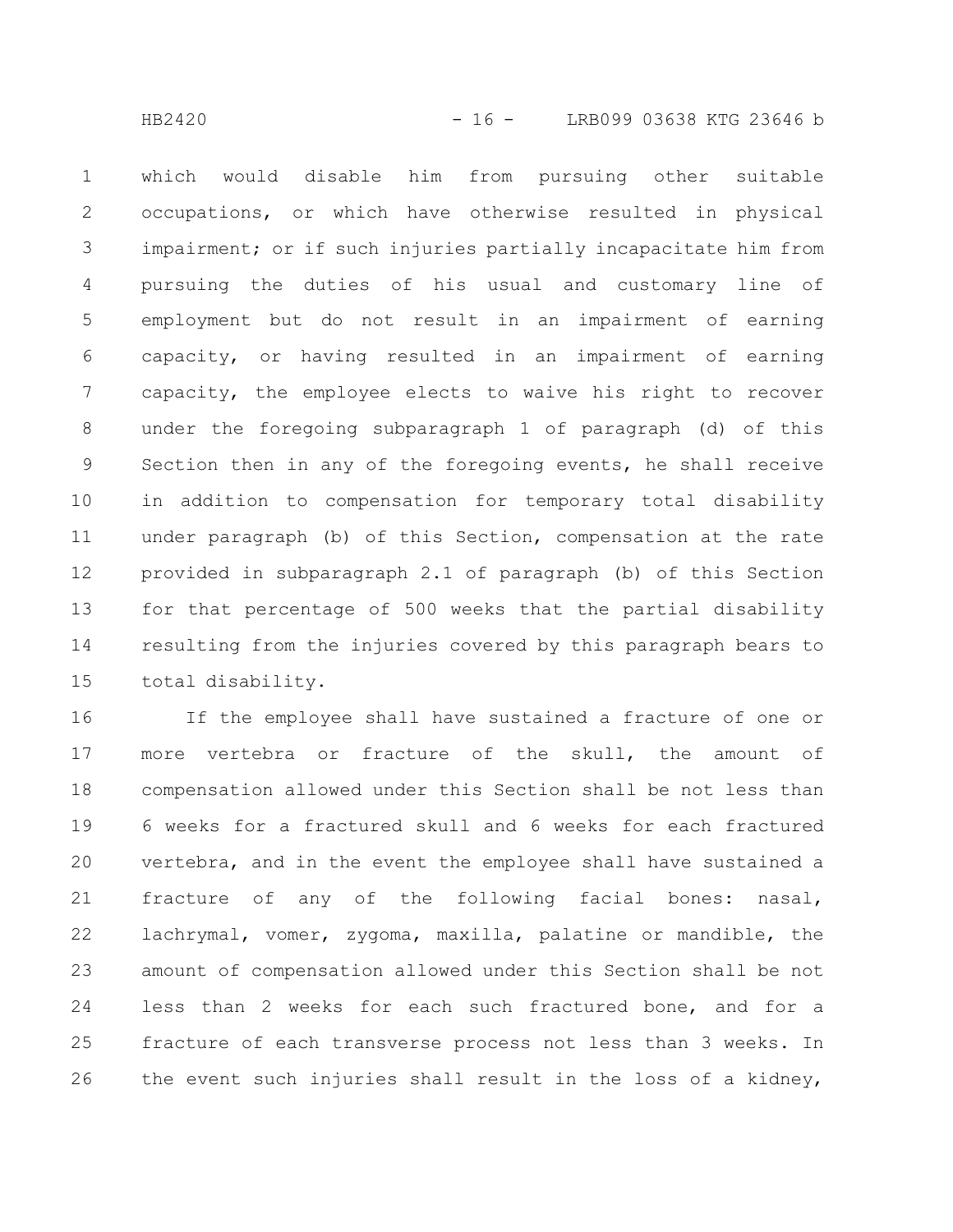which would disable him from pursuing other suitable occupations, or which have otherwise resulted in physical impairment; or if such injuries partially incapacitate him from pursuing the duties of his usual and customary line of employment but do not result in an impairment of earning capacity, or having resulted in an impairment of earning capacity, the employee elects to waive his right to recover under the foregoing subparagraph 1 of paragraph (d) of this Section then in any of the foregoing events, he shall receive in addition to compensation for temporary total disability under paragraph (b) of this Section, compensation at the rate provided in subparagraph 2.1 of paragraph (b) of this Section for that percentage of 500 weeks that the partial disability resulting from the injuries covered by this paragraph bears to total disability.

If the employee shall have sustained a fracture of one or more vertebra or fracture of the skull, the amount of compensation allowed under this Section shall be not less than 6 weeks for a fractured skull and 6 weeks for each fractured vertebra, and in the event the employee shall have sustained a fracture of any of the following facial bones: nasal, lachrymal, vomer, zygoma, maxilla, palatine or mandible, the amount of compensation allowed under this Section shall be not less than 2 weeks for each such fractured bone, and for a fracture of each transverse process not less than 3 weeks. In the event such injuries shall result in the loss of a kidney,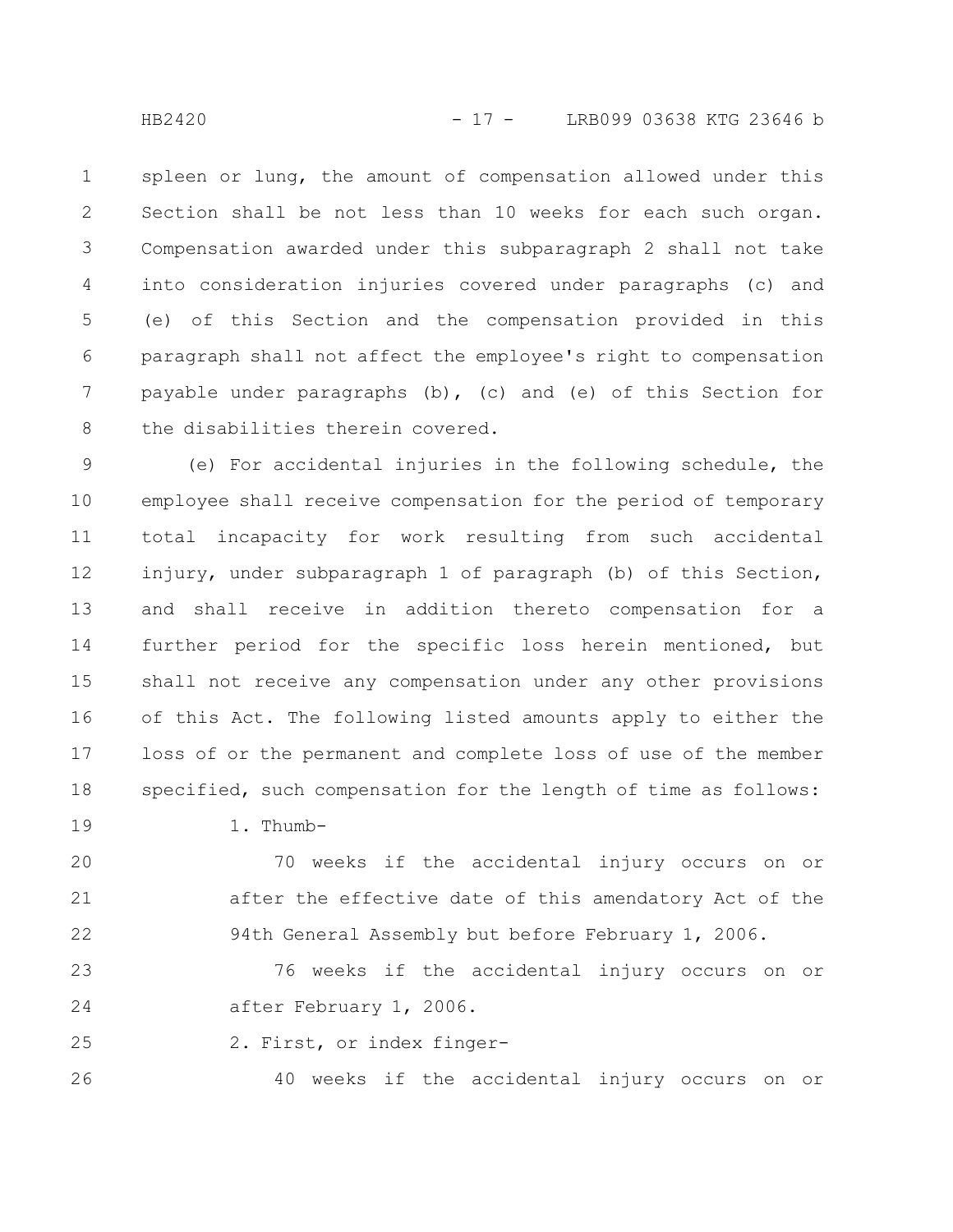spleen or lung, the amount of compensation allowed under this Section shall be not less than 10 weeks for each such organ. Compensation awarded under this subparagraph 2 shall not take into consideration injuries covered under paragraphs (c) and (e) of this Section and the compensation provided in this paragraph shall not affect the employee's right to compensation payable under paragraphs (b), (c) and (e) of this Section for the disabilities therein covered.

(e) For accidental injuries in the following schedule, the employee shall receive compensation for the period of temporary total incapacity for work resulting from such accidental injury, under subparagraph 1 of paragraph (b) of this Section, and shall receive in addition thereto compensation for a further period for the specific loss herein mentioned, but shall not receive any compensation under any other provisions of this Act. The following listed amounts apply to either the loss of or the permanent and complete loss of use of the member specified, such compensation for the length of time as follows:

1. Thumb-

70 weeks if the accidental injury occurs on or after the effective date of this amendatory Act of the 94th General Assembly but before February 1, 2006.

76 weeks if the accidental injury occurs on or after February 1, 2006.

2. First, or index finger-

40 weeks if the accidental injury occurs on or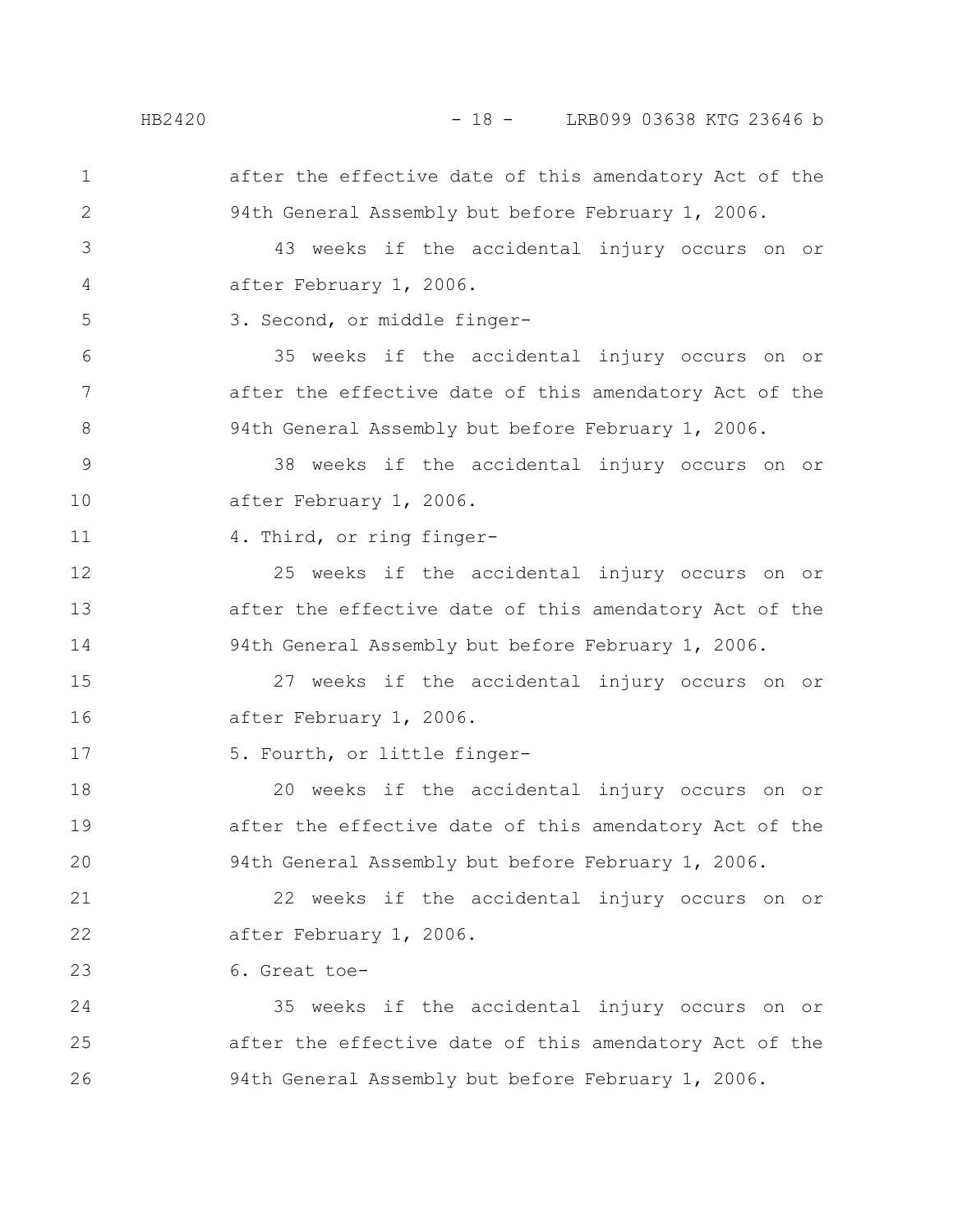after the effective date of this amendatory Act of the 94th General Assembly but before February 1, 2006.

43 weeks if the accidental injury occurs on or after February 1, 2006.

3. Second, or middle finger-

35 weeks if the accidental injury occurs on or after the effective date of this amendatory Act of the 94th General Assembly but before February 1, 2006.

38 weeks if the accidental injury occurs on or after February 1, 2006.

4. Third, or ring finger-

25 weeks if the accidental injury occurs on or after the effective date of this amendatory Act of the 94th General Assembly but before February 1, 2006.

27 weeks if the accidental injury occurs on or after February 1, 2006.

5. Fourth, or little finger-

20 weeks if the accidental injury occurs on or after the effective date of this amendatory Act of the 94th General Assembly but before February 1, 2006.

22 weeks if the accidental injury occurs on or after February 1, 2006.

6. Great toe-

35 weeks if the accidental injury occurs on or after the effective date of this amendatory Act of the 94th General Assembly but before February 1, 2006.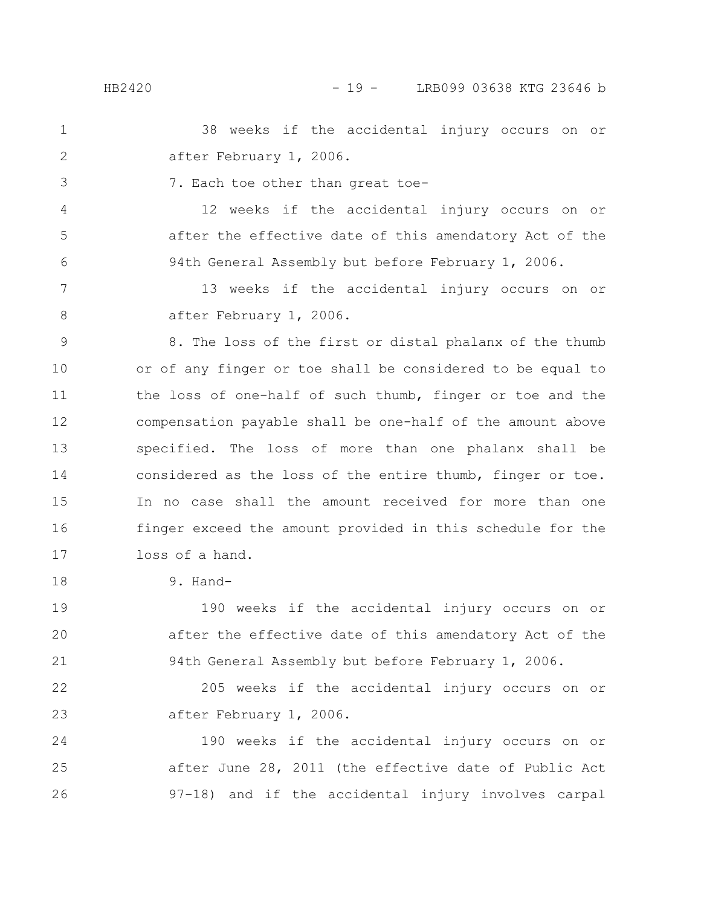38 weeks if the accidental injury occurs on or after February 1, 2006.

7. Each toe other than great toe-

12 weeks if the accidental injury occurs on or after the effective date of this amendatory Act of the 94th General Assembly but before February 1, 2006.

13 weeks if the accidental injury occurs on or after February 1, 2006.

8. The loss of the first or distal phalanx of the thumb or of any finger or toe shall be considered to be equal to the loss of one-half of such thumb, finger or toe and the compensation payable shall be one-half of the amount above specified. The loss of more than one phalanx shall be considered as the loss of the entire thumb, finger or toe. In no case shall the amount received for more than one finger exceed the amount provided in this schedule for the loss of a hand.

9. Hand-

190 weeks if the accidental injury occurs on or after the effective date of this amendatory Act of the 94th General Assembly but before February 1, 2006.

205 weeks if the accidental injury occurs on or after February 1, 2006.

190 weeks if the accidental injury occurs on or after June 28, 2011 (the effective date of Public Act 97-18) and if the accidental injury involves carpal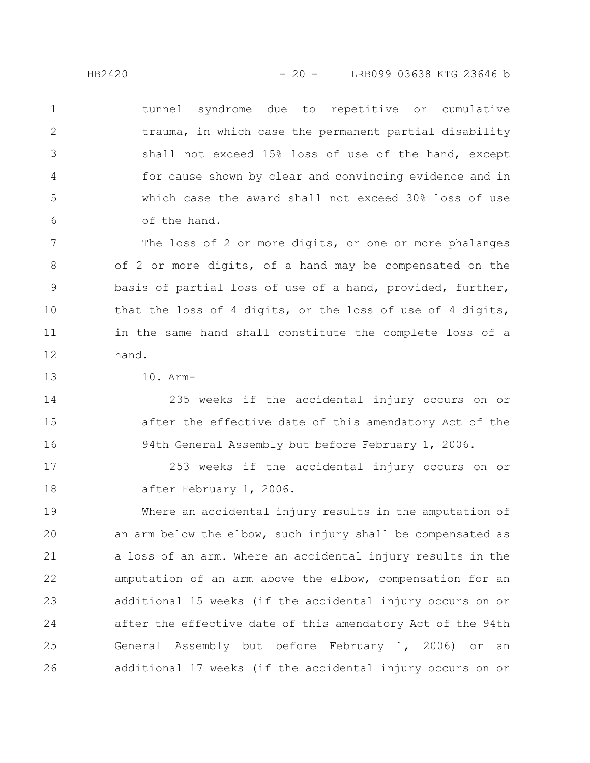tunnel syndrome due to repetitive or cumulative trauma, in which case the permanent partial disability shall not exceed 15% loss of use of the hand, except for cause shown by clear and convincing evidence and in which case the award shall not exceed 30% loss of use of the hand.

The loss of 2 or more digits, or one or more phalanges of 2 or more digits, of a hand may be compensated on the basis of partial loss of use of a hand, provided, further, that the loss of 4 digits, or the loss of use of 4 digits, in the same hand shall constitute the complete loss of a hand.

10. Arm-

235 weeks if the accidental injury occurs on or after the effective date of this amendatory Act of the 94th General Assembly but before February 1, 2006.

253 weeks if the accidental injury occurs on or after February 1, 2006.

Where an accidental injury results in the amputation of an arm below the elbow, such injury shall be compensated as a loss of an arm. Where an accidental injury results in the amputation of an arm above the elbow, compensation for an additional 15 weeks (if the accidental injury occurs on or after the effective date of this amendatory Act of the 94th General Assembly but before February 1, 2006) or an additional 17 weeks (if the accidental injury occurs on or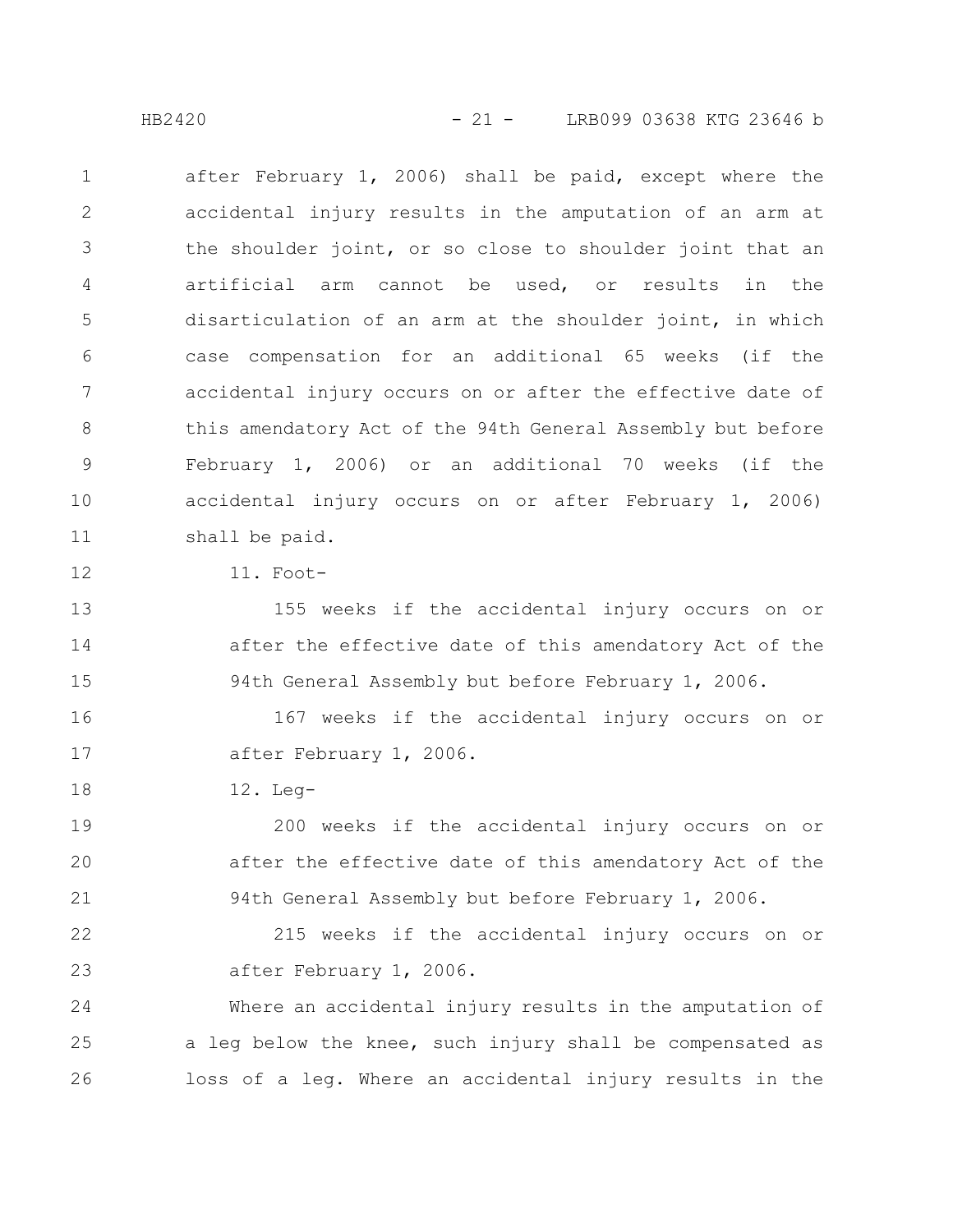after February 1, 2006) shall be paid, except where the accidental injury results in the amputation of an arm at the shoulder joint, or so close to shoulder joint that an artificial arm cannot be used, or results in the disarticulation of an arm at the shoulder joint, in which case compensation for an additional 65 weeks (if the accidental injury occurs on or after the effective date of this amendatory Act of the 94th General Assembly but before February 1, 2006) or an additional 70 weeks (if the accidental injury occurs on or after February 1, 2006) shall be paid.

11. Foot-

155 weeks if the accidental injury occurs on or after the effective date of this amendatory Act of the 94th General Assembly but before February 1, 2006.

167 weeks if the accidental injury occurs on or after February 1, 2006.

12. Leg-

200 weeks if the accidental injury occurs on or after the effective date of this amendatory Act of the 94th General Assembly but before February 1, 2006.

215 weeks if the accidental injury occurs on or after February 1, 2006.

Where an accidental injury results in the amputation of a leg below the knee, such injury shall be compensated as loss of a leg. Where an accidental injury results in the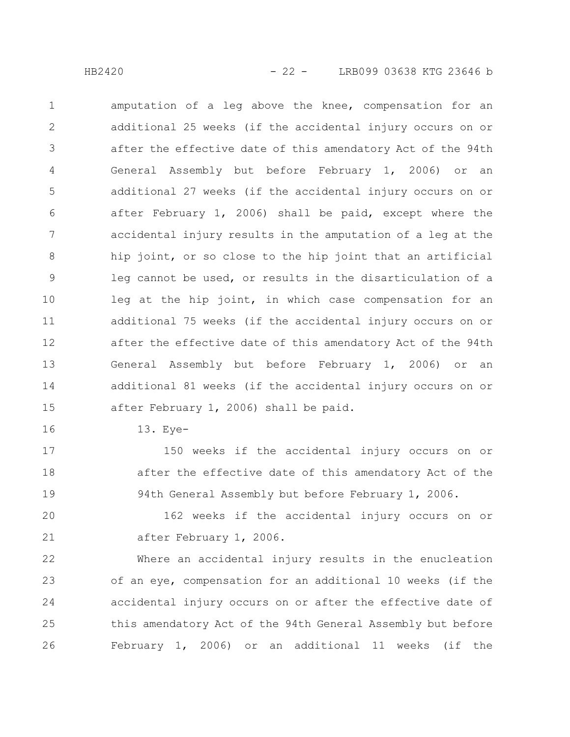amputation of a leg above the knee, compensation for an additional 25 weeks (if the accidental injury occurs on or after the effective date of this amendatory Act of the 94th General Assembly but before February 1, 2006) or an additional 27 weeks (if the accidental injury occurs on or after February 1, 2006) shall be paid, except where the accidental injury results in the amputation of a leg at the hip joint, or so close to the hip joint that an artificial leg cannot be used, or results in the disarticulation of a leg at the hip joint, in which case compensation for an additional 75 weeks (if the accidental injury occurs on or after the effective date of this amendatory Act of the 94th General Assembly but before February 1, 2006) or an additional 81 weeks (if the accidental injury occurs on or after February 1, 2006) shall be paid.

13. Eye-

150 weeks if the accidental injury occurs on or after the effective date of this amendatory Act of the 94th General Assembly but before February 1, 2006.

162 weeks if the accidental injury occurs on or after February 1, 2006.

Where an accidental injury results in the enucleation of an eye, compensation for an additional 10 weeks (if the accidental injury occurs on or after the effective date of this amendatory Act of the 94th General Assembly but before February 1, 2006) or an additional 11 weeks (if the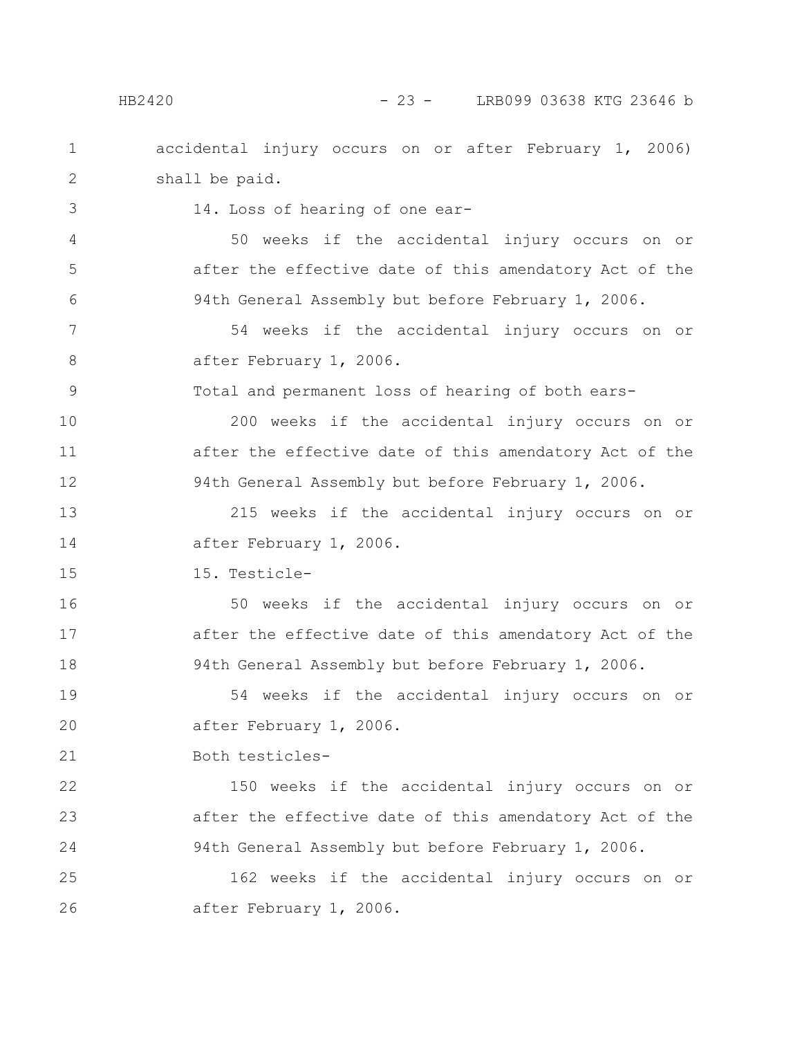accidental injury occurs on or after February 1, 2006) shall be paid.

14. Loss of hearing of one ear-

50 weeks if the accidental injury occurs on or after the effective date of this amendatory Act of the 94th General Assembly but before February 1, 2006.

54 weeks if the accidental injury occurs on or after February 1, 2006.

Total and permanent loss of hearing of both ears-

200 weeks if the accidental injury occurs on or after the effective date of this amendatory Act of the 94th General Assembly but before February 1, 2006.

215 weeks if the accidental injury occurs on or after February 1, 2006.

15. Testicle-

50 weeks if the accidental injury occurs on or after the effective date of this amendatory Act of the 94th General Assembly but before February 1, 2006.

54 weeks if the accidental injury occurs on or after February 1, 2006.

Both testicles-

150 weeks if the accidental injury occurs on or after the effective date of this amendatory Act of the 94th General Assembly but before February 1, 2006.

162 weeks if the accidental injury occurs on or after February 1, 2006.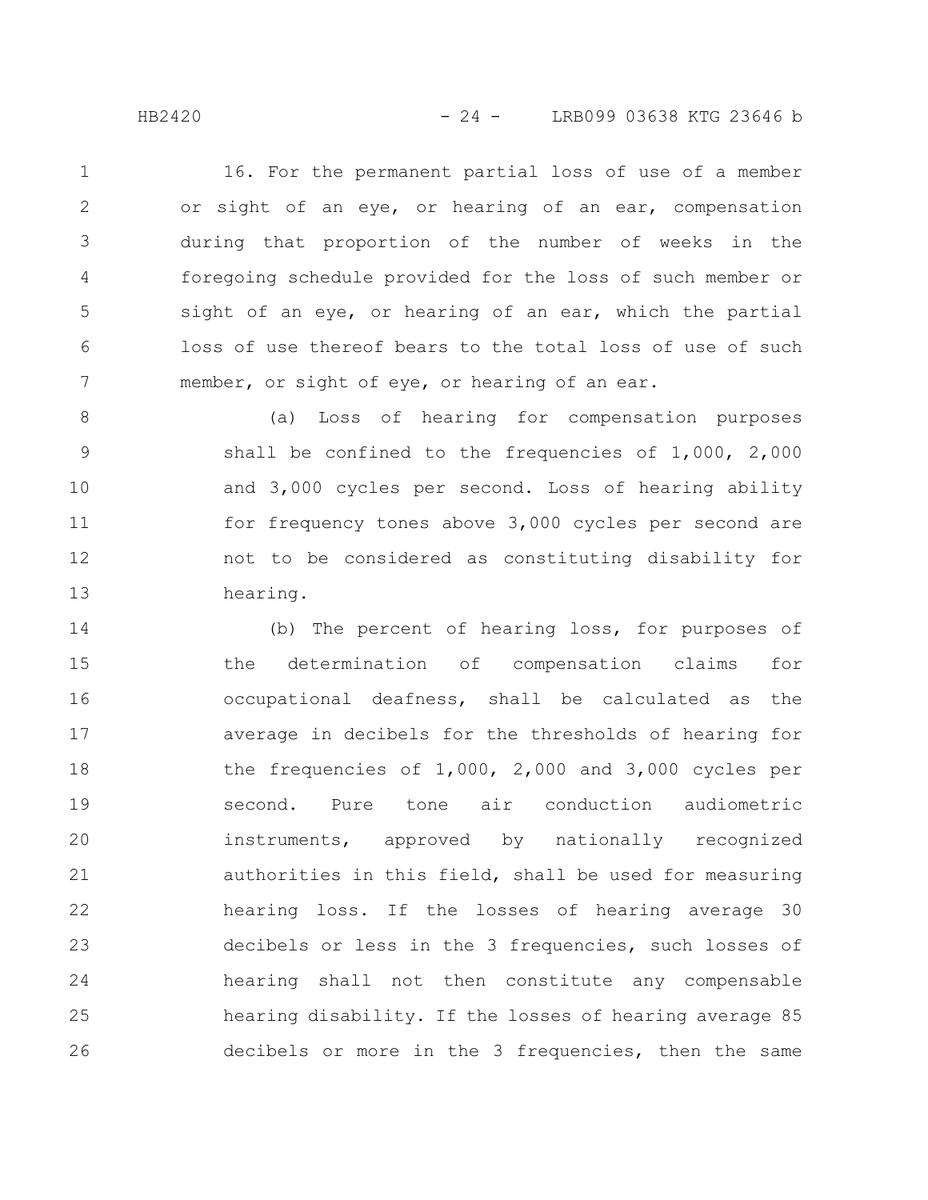16. For the permanent partial loss of use of a member or sight of an eye, or hearing of an ear, compensation during that proportion of the number of weeks in the foregoing schedule provided for the loss of such member or sight of an eye, or hearing of an ear, which the partial loss of use thereof bears to the total loss of use of such member, or sight of eye, or hearing of an ear.

(a) Loss of hearing for compensation purposes shall be confined to the frequencies of 1,000, 2,000 and 3,000 cycles per second. Loss of hearing ability for frequency tones above 3,000 cycles per second are not to be considered as constituting disability for hearing.

(b) The percent of hearing loss, for purposes of the determination of compensation claims for occupational deafness, shall be calculated as the average in decibels for the thresholds of hearing for the frequencies of 1,000, 2,000 and 3,000 cycles per second. Pure tone air conduction audiometric instruments, approved by nationally recognized authorities in this field, shall be used for measuring hearing loss. If the losses of hearing average 30 decibels or less in the 3 frequencies, such losses of hearing shall not then constitute any compensable hearing disability. If the losses of hearing average 85 decibels or more in the 3 frequencies, then the same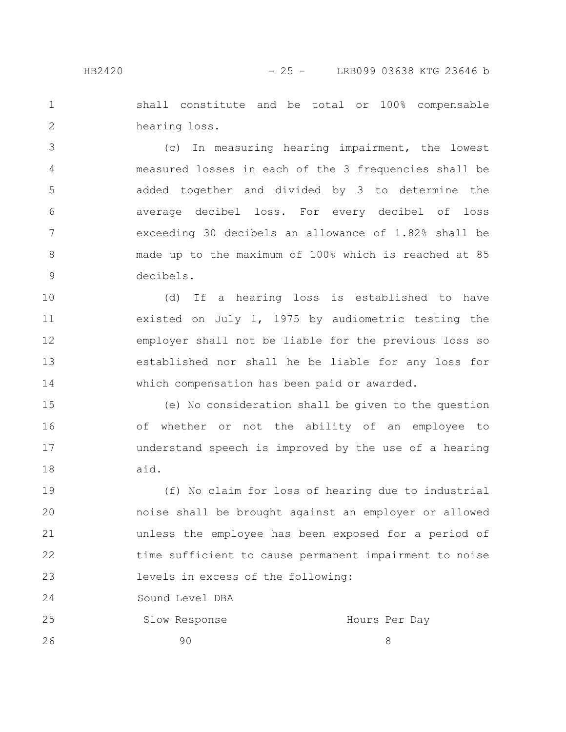shall constitute and be total or 100% compensable hearing loss.

(c) In measuring hearing impairment, the lowest measured losses in each of the 3 frequencies shall be added together and divided by 3 to determine the average decibel loss. For every decibel of loss exceeding 30 decibels an allowance of 1.82% shall be made up to the maximum of 100% which is reached at 85 decibels.

(d) If a hearing loss is established to have existed on July 1, 1975 by audiometric testing the employer shall not be liable for the previous loss so established nor shall he be liable for any loss for which compensation has been paid or awarded.

(e) No consideration shall be given to the question of whether or not the ability of an employee to understand speech is improved by the use of a hearing aid.

(f) No claim for loss of hearing due to industrial noise shall be brought against an employer or allowed unless the employee has been exposed for a period of time sufficient to cause permanent impairment to noise levels in excess of the following:

| Sound Level DBA Slow Response | Hours Per Day |
|---|---|
| 90 | 8 |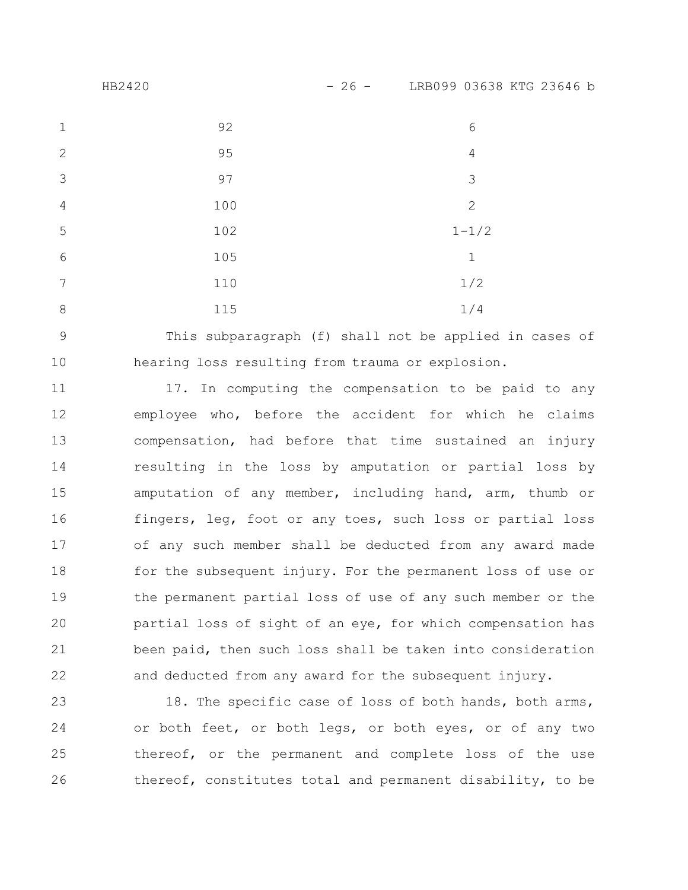| | |
|---|---|
| 92 | 6 |
| 95 | 4 |
| 97 | 3 |
| 100 | 2 |
| 102 | 1-1/2 |
| 105 | 1 |
| 110 | 1/2 |
| 115 | 1/4 |

This subparagraph (f) shall not be applied in cases of hearing loss resulting from trauma or explosion.

17. In computing the compensation to be paid to any employee who, before the accident for which he claims compensation, had before that time sustained an injury resulting in the loss by amputation or partial loss by amputation of any member, including hand, arm, thumb or fingers, leg, foot or any toes, such loss or partial loss of any such member shall be deducted from any award made for the subsequent injury. For the permanent loss of use or the permanent partial loss of use of any such member or the partial loss of sight of an eye, for which compensation has been paid, then such loss shall be taken into consideration and deducted from any award for the subsequent injury.

18. The specific case of loss of both hands, both arms, or both feet, or both legs, or both eyes, or of any two thereof, or the permanent and complete loss of the use thereof, constitutes total and permanent disability, to be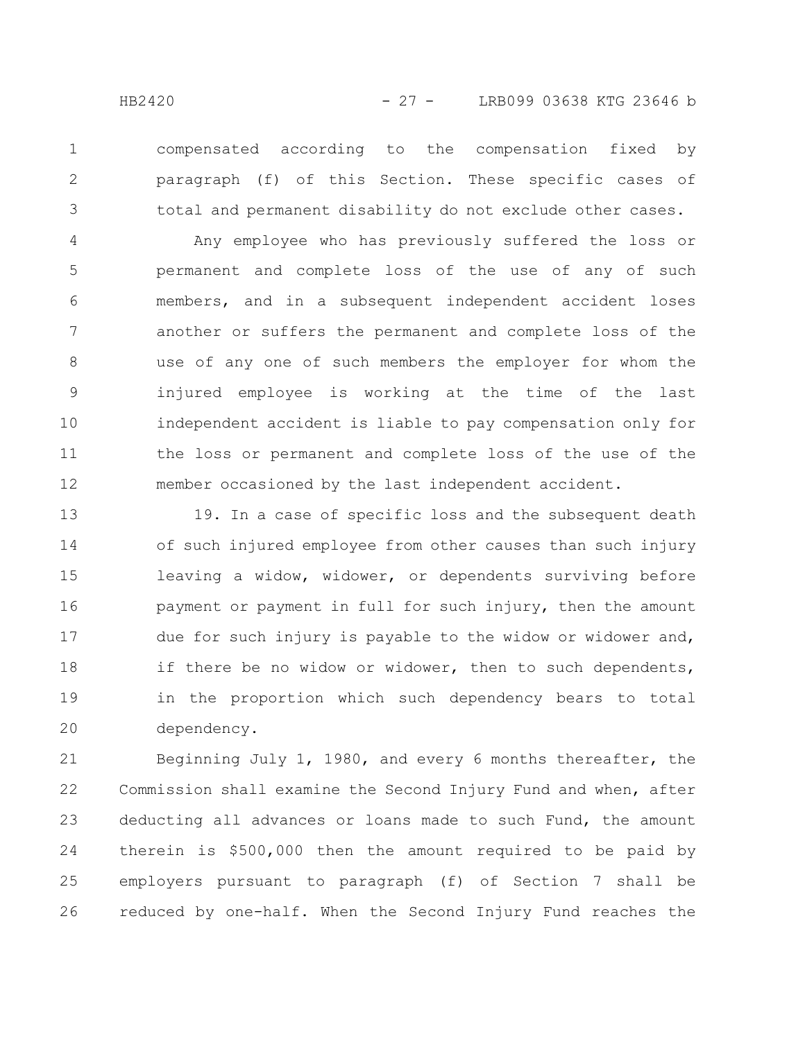compensated according to the compensation fixed by paragraph (f) of this Section. These specific cases of total and permanent disability do not exclude other cases.

Any employee who has previously suffered the loss or permanent and complete loss of the use of any of such members, and in a subsequent independent accident loses another or suffers the permanent and complete loss of the use of any one of such members the employer for whom the injured employee is working at the time of the last independent accident is liable to pay compensation only for the loss or permanent and complete loss of the use of the member occasioned by the last independent accident.

19. In a case of specific loss and the subsequent death of such injured employee from other causes than such injury leaving a widow, widower, or dependents surviving before payment or payment in full for such injury, then the amount due for such injury is payable to the widow or widower and, if there be no widow or widower, then to such dependents, in the proportion which such dependency bears to total dependency.

Beginning July 1, 1980, and every 6 months thereafter, the Commission shall examine the Second Injury Fund and when, after deducting all advances or loans made to such Fund, the amount therein is $500,000 then the amount required to be paid by employers pursuant to paragraph (f) of Section 7 shall be reduced by one-half. When the Second Injury Fund reaches the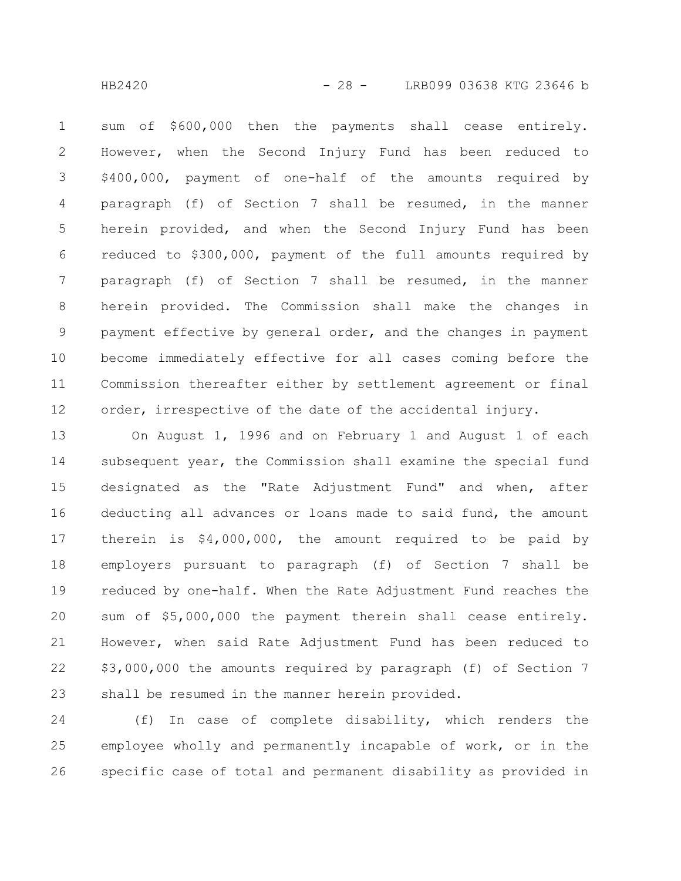sum of $600,000 then the payments shall cease entirely. However, when the Second Injury Fund has been reduced to $400,000, payment of one-half of the amounts required by paragraph (f) of Section 7 shall be resumed, in the manner herein provided, and when the Second Injury Fund has been reduced to $300,000, payment of the full amounts required by paragraph (f) of Section 7 shall be resumed, in the manner herein provided. The Commission shall make the changes in payment effective by general order, and the changes in payment become immediately effective for all cases coming before the Commission thereafter either by settlement agreement or final order, irrespective of the date of the accidental injury.

On August 1, 1996 and on February 1 and August 1 of each subsequent year, the Commission shall examine the special fund designated as the "Rate Adjustment Fund" and when, after deducting all advances or loans made to said fund, the amount therein is $4,000,000, the amount required to be paid by employers pursuant to paragraph (f) of Section 7 shall be reduced by one-half. When the Rate Adjustment Fund reaches the sum of $5,000,000 the payment therein shall cease entirely. However, when said Rate Adjustment Fund has been reduced to $3,000,000 the amounts required by paragraph (f) of Section 7 shall be resumed in the manner herein provided.

(f) In case of complete disability, which renders the employee wholly and permanently incapable of work, or in the specific case of total and permanent disability as provided in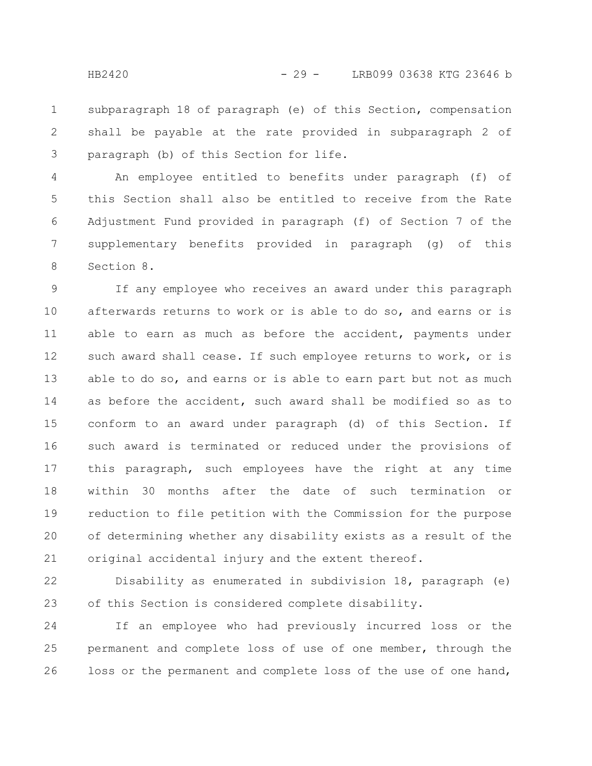subparagraph 18 of paragraph (e) of this Section, compensation shall be payable at the rate provided in subparagraph 2 of paragraph (b) of this Section for life.

An employee entitled to benefits under paragraph (f) of this Section shall also be entitled to receive from the Rate Adjustment Fund provided in paragraph (f) of Section 7 of the supplementary benefits provided in paragraph (g) of this Section 8.

If any employee who receives an award under this paragraph afterwards returns to work or is able to do so, and earns or is able to earn as much as before the accident, payments under such award shall cease. If such employee returns to work, or is able to do so, and earns or is able to earn part but not as much as before the accident, such award shall be modified so as to conform to an award under paragraph (d) of this Section. If such award is terminated or reduced under the provisions of this paragraph, such employees have the right at any time within 30 months after the date of such termination or reduction to file petition with the Commission for the purpose of determining whether any disability exists as a result of the original accidental injury and the extent thereof.

Disability as enumerated in subdivision 18, paragraph (e) of this Section is considered complete disability.

If an employee who had previously incurred loss or the permanent and complete loss of use of one member, through the loss or the permanent and complete loss of the use of one hand,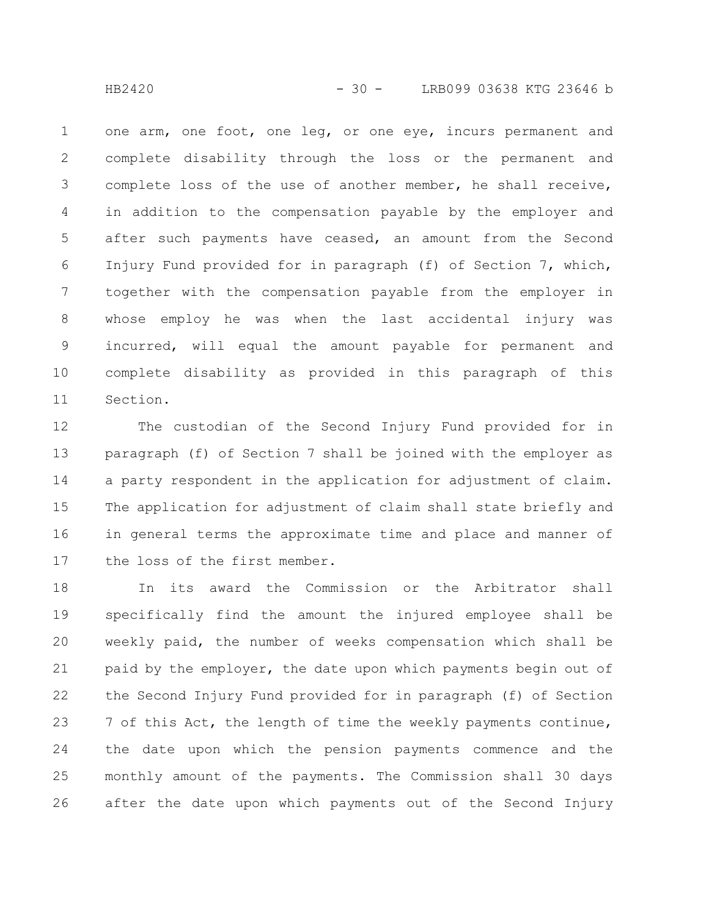one arm, one foot, one leg, or one eye, incurs permanent and complete disability through the loss or the permanent and complete loss of the use of another member, he shall receive, in addition to the compensation payable by the employer and after such payments have ceased, an amount from the Second Injury Fund provided for in paragraph (f) of Section 7, which, together with the compensation payable from the employer in whose employ he was when the last accidental injury was incurred, will equal the amount payable for permanent and complete disability as provided in this paragraph of this Section.

The custodian of the Second Injury Fund provided for in paragraph (f) of Section 7 shall be joined with the employer as a party respondent in the application for adjustment of claim. The application for adjustment of claim shall state briefly and in general terms the approximate time and place and manner of the loss of the first member.

In its award the Commission or the Arbitrator shall specifically find the amount the injured employee shall be weekly paid, the number of weeks compensation which shall be paid by the employer, the date upon which payments begin out of the Second Injury Fund provided for in paragraph (f) of Section 7 of this Act, the length of time the weekly payments continue, the date upon which the pension payments commence and the monthly amount of the payments. The Commission shall 30 days after the date upon which payments out of the Second Injury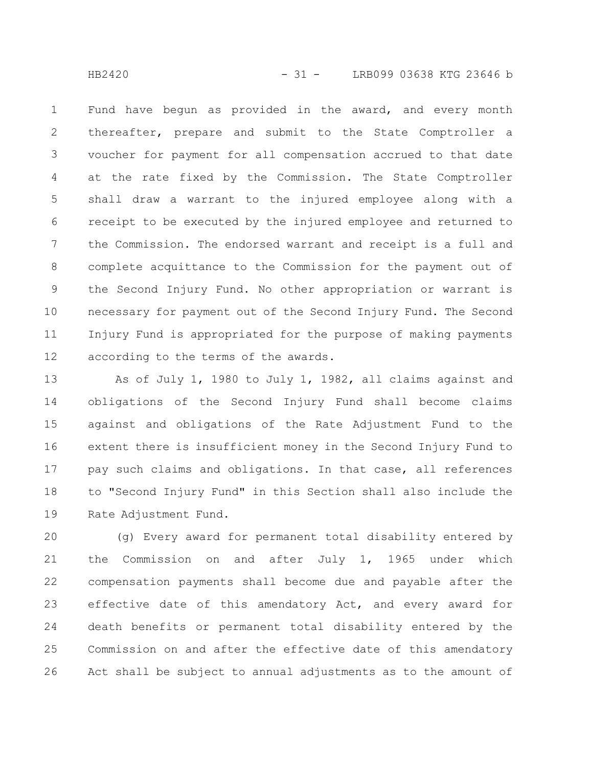Fund have begun as provided in the award, and every month thereafter, prepare and submit to the State Comptroller a voucher for payment for all compensation accrued to that date at the rate fixed by the Commission. The State Comptroller shall draw a warrant to the injured employee along with a receipt to be executed by the injured employee and returned to the Commission. The endorsed warrant and receipt is a full and complete acquittance to the Commission for the payment out of the Second Injury Fund. No other appropriation or warrant is necessary for payment out of the Second Injury Fund. The Second Injury Fund is appropriated for the purpose of making payments according to the terms of the awards.

As of July 1, 1980 to July 1, 1982, all claims against and obligations of the Second Injury Fund shall become claims against and obligations of the Rate Adjustment Fund to the extent there is insufficient money in the Second Injury Fund to pay such claims and obligations. In that case, all references to "Second Injury Fund" in this Section shall also include the Rate Adjustment Fund.

(g) Every award for permanent total disability entered by the Commission on and after July 1, 1965 under which compensation payments shall become due and payable after the effective date of this amendatory Act, and every award for death benefits or permanent total disability entered by the Commission on and after the effective date of this amendatory Act shall be subject to annual adjustments as to the amount of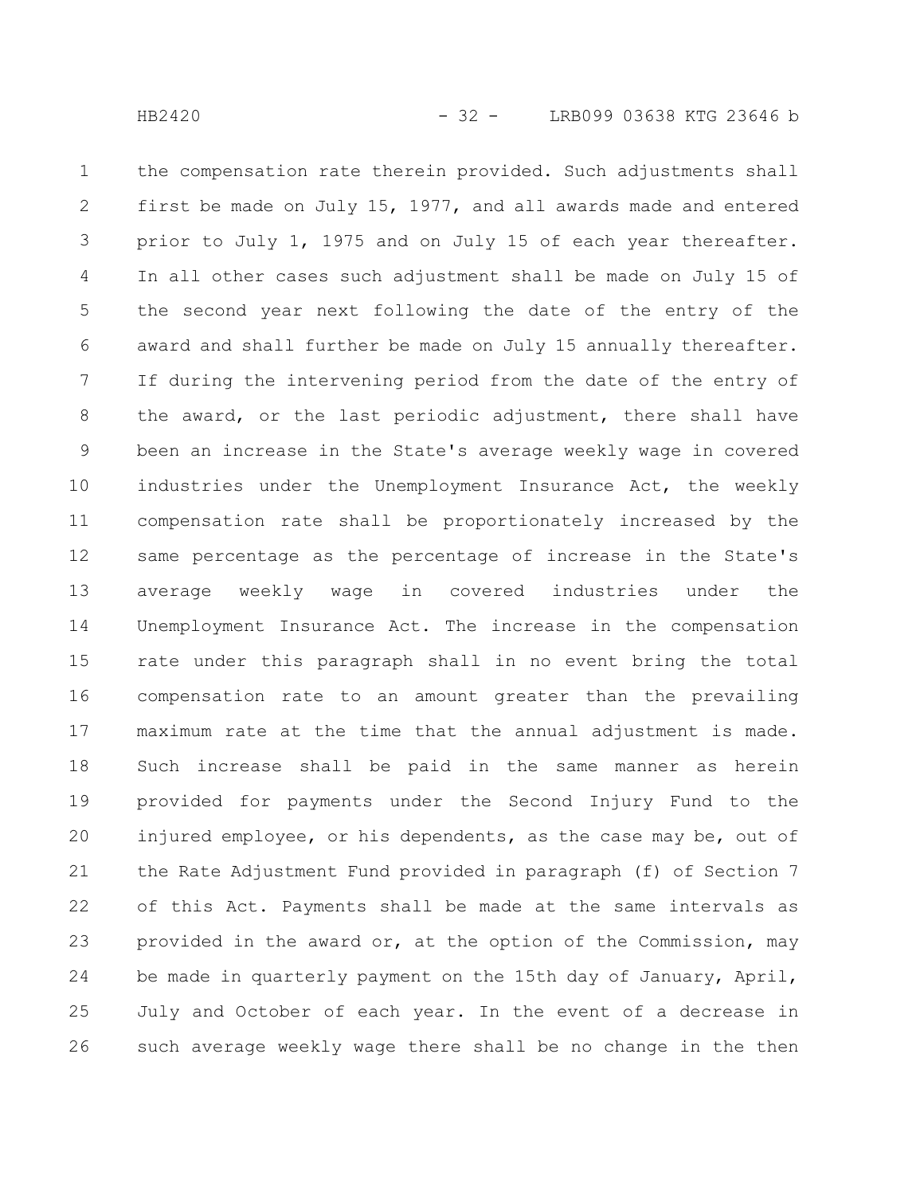the compensation rate therein provided. Such adjustments shall first be made on July 15, 1977, and all awards made and entered prior to July 1, 1975 and on July 15 of each year thereafter. In all other cases such adjustment shall be made on July 15 of the second year next following the date of the entry of the award and shall further be made on July 15 annually thereafter. If during the intervening period from the date of the entry of the award, or the last periodic adjustment, there shall have been an increase in the State's average weekly wage in covered industries under the Unemployment Insurance Act, the weekly compensation rate shall be proportionately increased by the same percentage as the percentage of increase in the State's average weekly wage in covered industries under the Unemployment Insurance Act. The increase in the compensation rate under this paragraph shall in no event bring the total compensation rate to an amount greater than the prevailing maximum rate at the time that the annual adjustment is made. Such increase shall be paid in the same manner as herein provided for payments under the Second Injury Fund to the injured employee, or his dependents, as the case may be, out of the Rate Adjustment Fund provided in paragraph (f) of Section 7 of this Act. Payments shall be made at the same intervals as provided in the award or, at the option of the Commission, may be made in quarterly payment on the 15th day of January, April, July and October of each year. In the event of a decrease in such average weekly wage there shall be no change in the then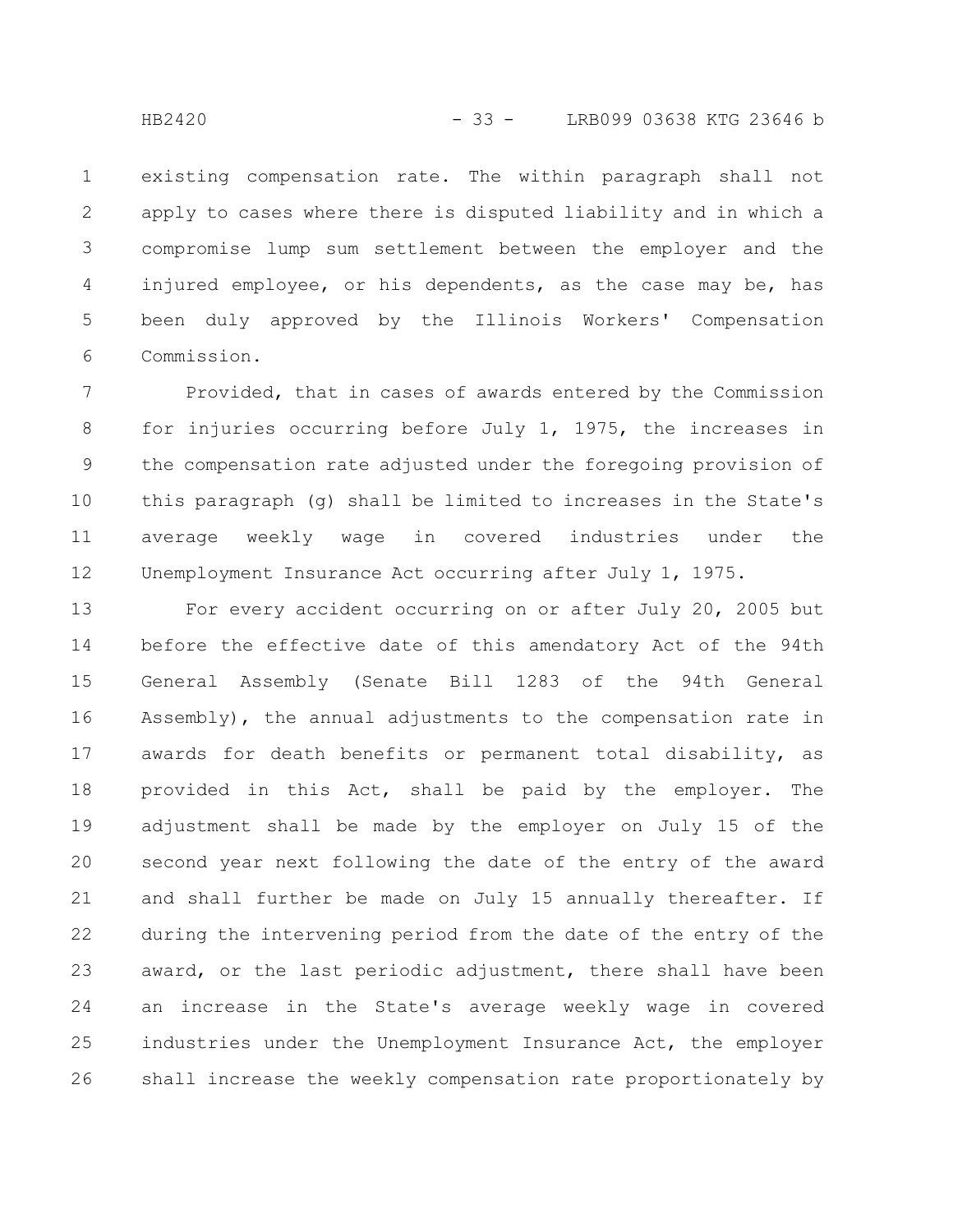existing compensation rate. The within paragraph shall not apply to cases where there is disputed liability and in which a compromise lump sum settlement between the employer and the injured employee, or his dependents, as the case may be, has been duly approved by the Illinois Workers' Compensation Commission.

Provided, that in cases of awards entered by the Commission for injuries occurring before July 1, 1975, the increases in the compensation rate adjusted under the foregoing provision of this paragraph (g) shall be limited to increases in the State's average weekly wage in covered industries under the Unemployment Insurance Act occurring after July 1, 1975.

For every accident occurring on or after July 20, 2005 but before the effective date of this amendatory Act of the 94th General Assembly (Senate Bill 1283 of the 94th General Assembly), the annual adjustments to the compensation rate in awards for death benefits or permanent total disability, as provided in this Act, shall be paid by the employer. The adjustment shall be made by the employer on July 15 of the second year next following the date of the entry of the award and shall further be made on July 15 annually thereafter. If during the intervening period from the date of the entry of the award, or the last periodic adjustment, there shall have been an increase in the State's average weekly wage in covered industries under the Unemployment Insurance Act, the employer shall increase the weekly compensation rate proportionately by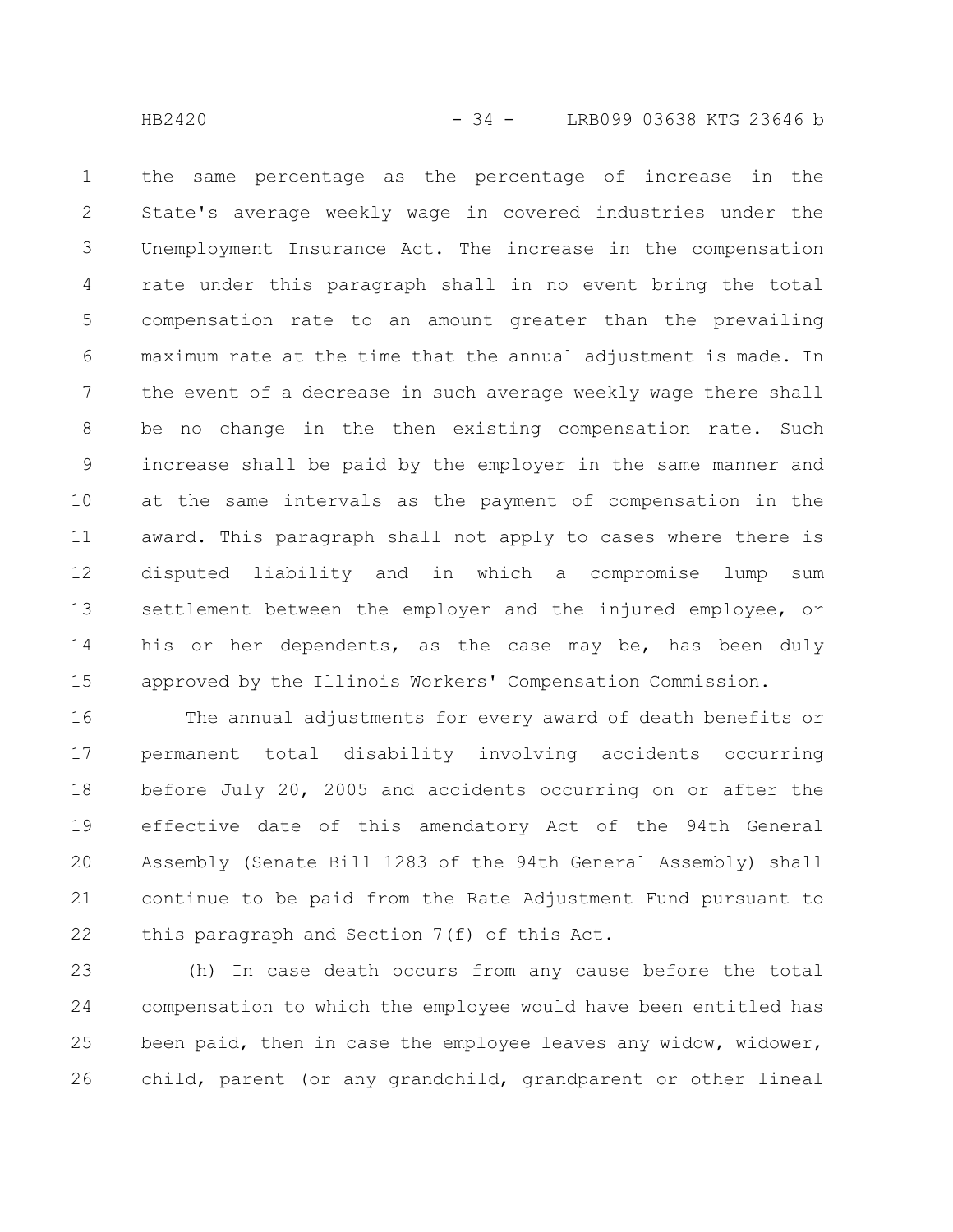the same percentage as the percentage of increase in the State's average weekly wage in covered industries under the Unemployment Insurance Act. The increase in the compensation rate under this paragraph shall in no event bring the total compensation rate to an amount greater than the prevailing maximum rate at the time that the annual adjustment is made. In the event of a decrease in such average weekly wage there shall be no change in the then existing compensation rate. Such increase shall be paid by the employer in the same manner and at the same intervals as the payment of compensation in the award. This paragraph shall not apply to cases where there is disputed liability and in which a compromise lump sum settlement between the employer and the injured employee, or his or her dependents, as the case may be, has been duly approved by the Illinois Workers' Compensation Commission.

The annual adjustments for every award of death benefits or permanent total disability involving accidents occurring before July 20, 2005 and accidents occurring on or after the effective date of this amendatory Act of the 94th General Assembly (Senate Bill 1283 of the 94th General Assembly) shall continue to be paid from the Rate Adjustment Fund pursuant to this paragraph and Section 7(f) of this Act.

(h) In case death occurs from any cause before the total compensation to which the employee would have been entitled has been paid, then in case the employee leaves any widow, widower, child, parent (or any grandchild, grandparent or other lineal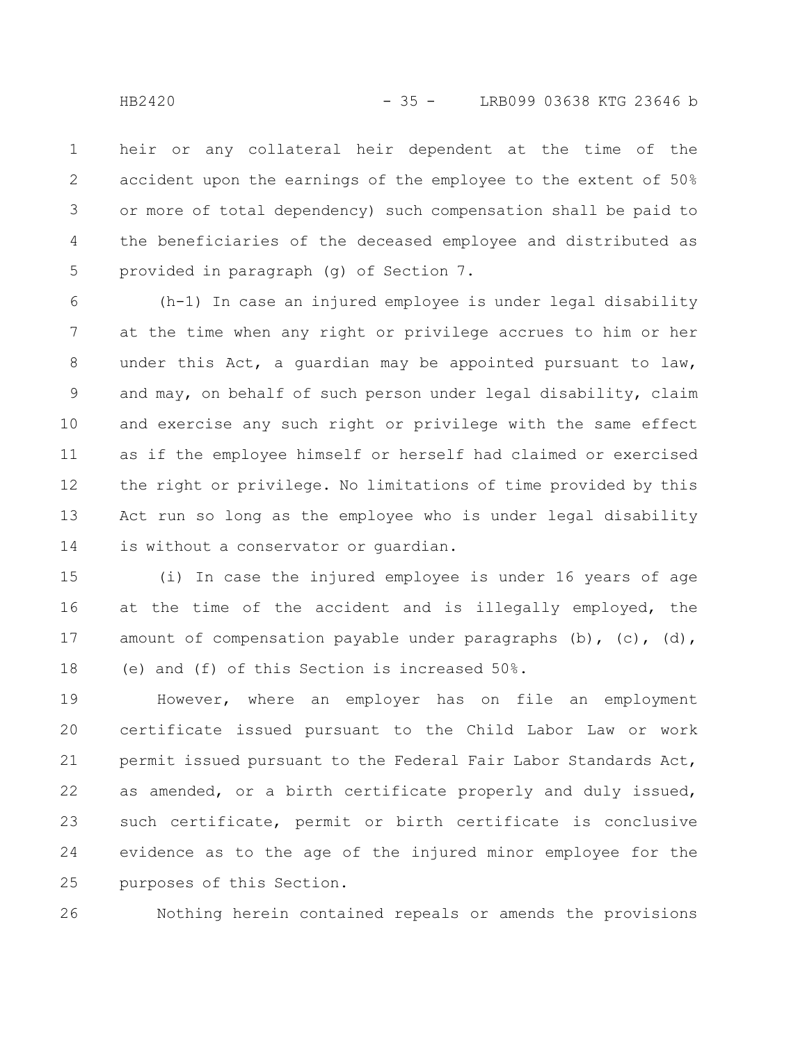heir or any collateral heir dependent at the time of the accident upon the earnings of the employee to the extent of 50% or more of total dependency) such compensation shall be paid to the beneficiaries of the deceased employee and distributed as provided in paragraph (g) of Section 7.

(h-1) In case an injured employee is under legal disability at the time when any right or privilege accrues to him or her under this Act, a guardian may be appointed pursuant to law, and may, on behalf of such person under legal disability, claim and exercise any such right or privilege with the same effect as if the employee himself or herself had claimed or exercised the right or privilege. No limitations of time provided by this Act run so long as the employee who is under legal disability is without a conservator or guardian.

(i) In case the injured employee is under 16 years of age at the time of the accident and is illegally employed, the amount of compensation payable under paragraphs (b), (c), (d), (e) and (f) of this Section is increased 50%.

However, where an employer has on file an employment certificate issued pursuant to the Child Labor Law or work permit issued pursuant to the Federal Fair Labor Standards Act, as amended, or a birth certificate properly and duly issued, such certificate, permit or birth certificate is conclusive evidence as to the age of the injured minor employee for the purposes of this Section.

Nothing herein contained repeals or amends the provisions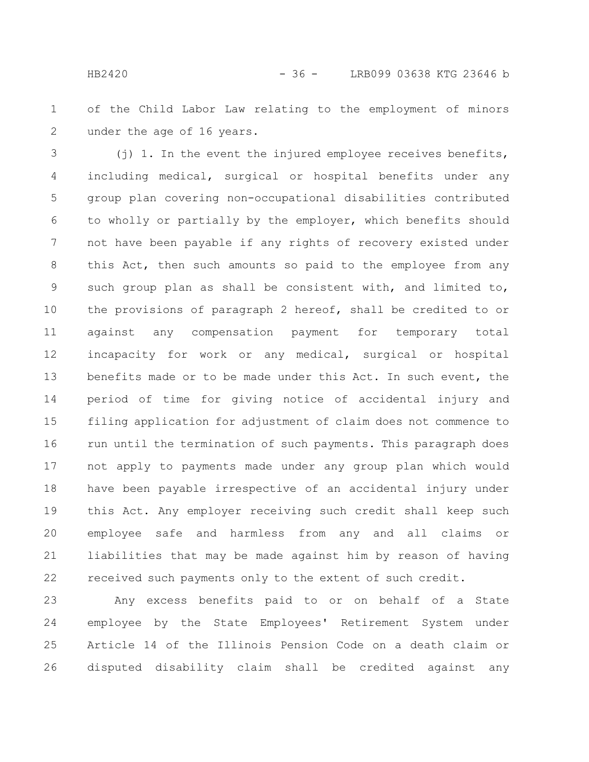of the Child Labor Law relating to the employment of minors under the age of 16 years.

(j) 1. In the event the injured employee receives benefits, including medical, surgical or hospital benefits under any group plan covering non-occupational disabilities contributed to wholly or partially by the employer, which benefits should not have been payable if any rights of recovery existed under this Act, then such amounts so paid to the employee from any such group plan as shall be consistent with, and limited to, the provisions of paragraph 2 hereof, shall be credited to or against any compensation payment for temporary total incapacity for work or any medical, surgical or hospital benefits made or to be made under this Act. In such event, the period of time for giving notice of accidental injury and filing application for adjustment of claim does not commence to run until the termination of such payments. This paragraph does not apply to payments made under any group plan which would have been payable irrespective of an accidental injury under this Act. Any employer receiving such credit shall keep such employee safe and harmless from any and all claims or liabilities that may be made against him by reason of having received such payments only to the extent of such credit.

Any excess benefits paid to or on behalf of a State employee by the State Employees' Retirement System under Article 14 of the Illinois Pension Code on a death claim or disputed disability claim shall be credited against any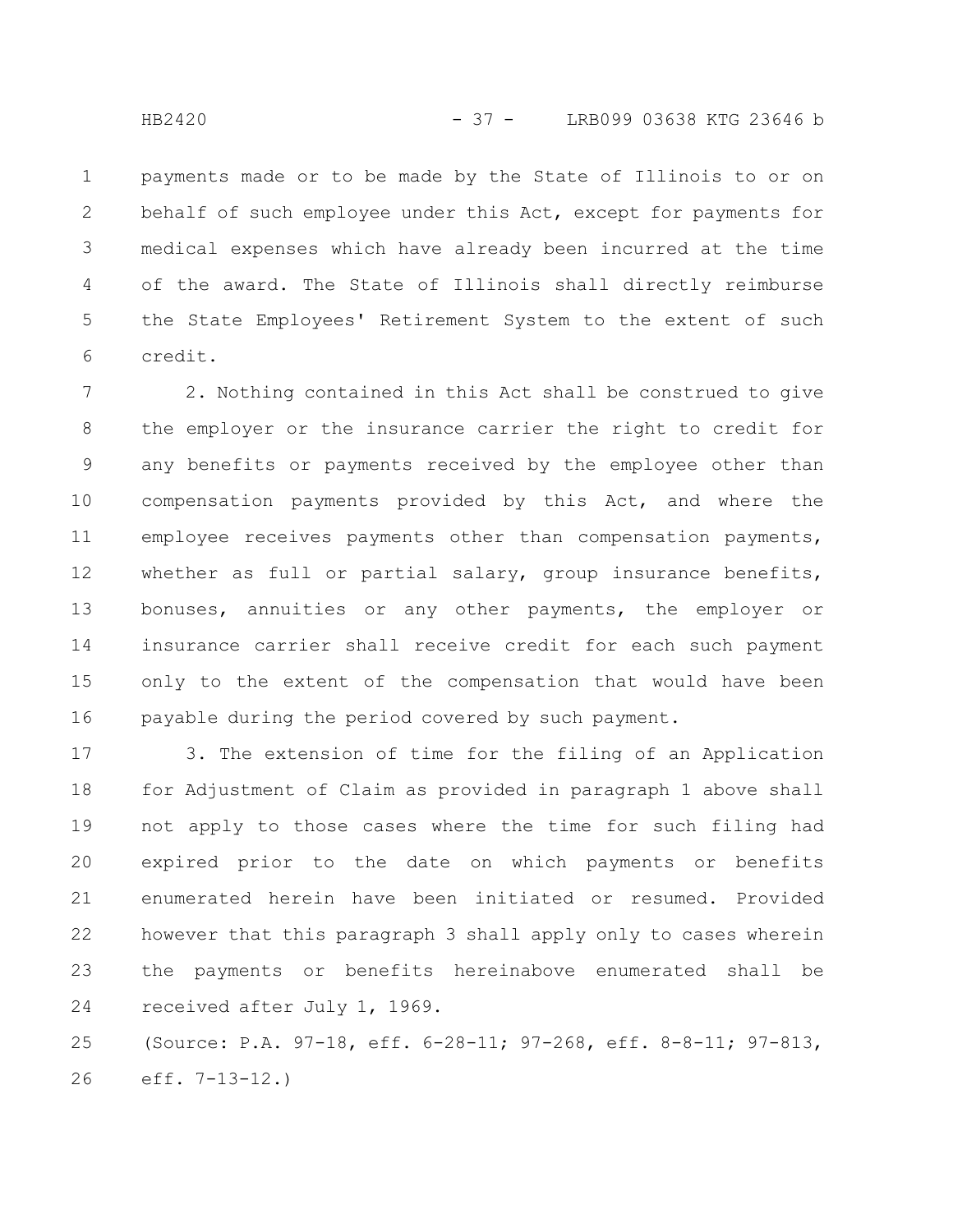payments made or to be made by the State of Illinois to or on behalf of such employee under this Act, except for payments for medical expenses which have already been incurred at the time of the award. The State of Illinois shall directly reimburse the State Employees' Retirement System to the extent of such credit.

2. Nothing contained in this Act shall be construed to give the employer or the insurance carrier the right to credit for any benefits or payments received by the employee other than compensation payments provided by this Act, and where the employee receives payments other than compensation payments, whether as full or partial salary, group insurance benefits, bonuses, annuities or any other payments, the employer or insurance carrier shall receive credit for each such payment only to the extent of the compensation that would have been payable during the period covered by such payment.

3. The extension of time for the filing of an Application for Adjustment of Claim as provided in paragraph 1 above shall not apply to those cases where the time for such filing had expired prior to the date on which payments or benefits enumerated herein have been initiated or resumed. Provided however that this paragraph 3 shall apply only to cases wherein the payments or benefits hereinabove enumerated shall be received after July 1, 1969.

(Source: P.A. 97-18, eff. 6-28-11; 97-268, eff. 8-8-11; 97-813, eff. 7-13-12.)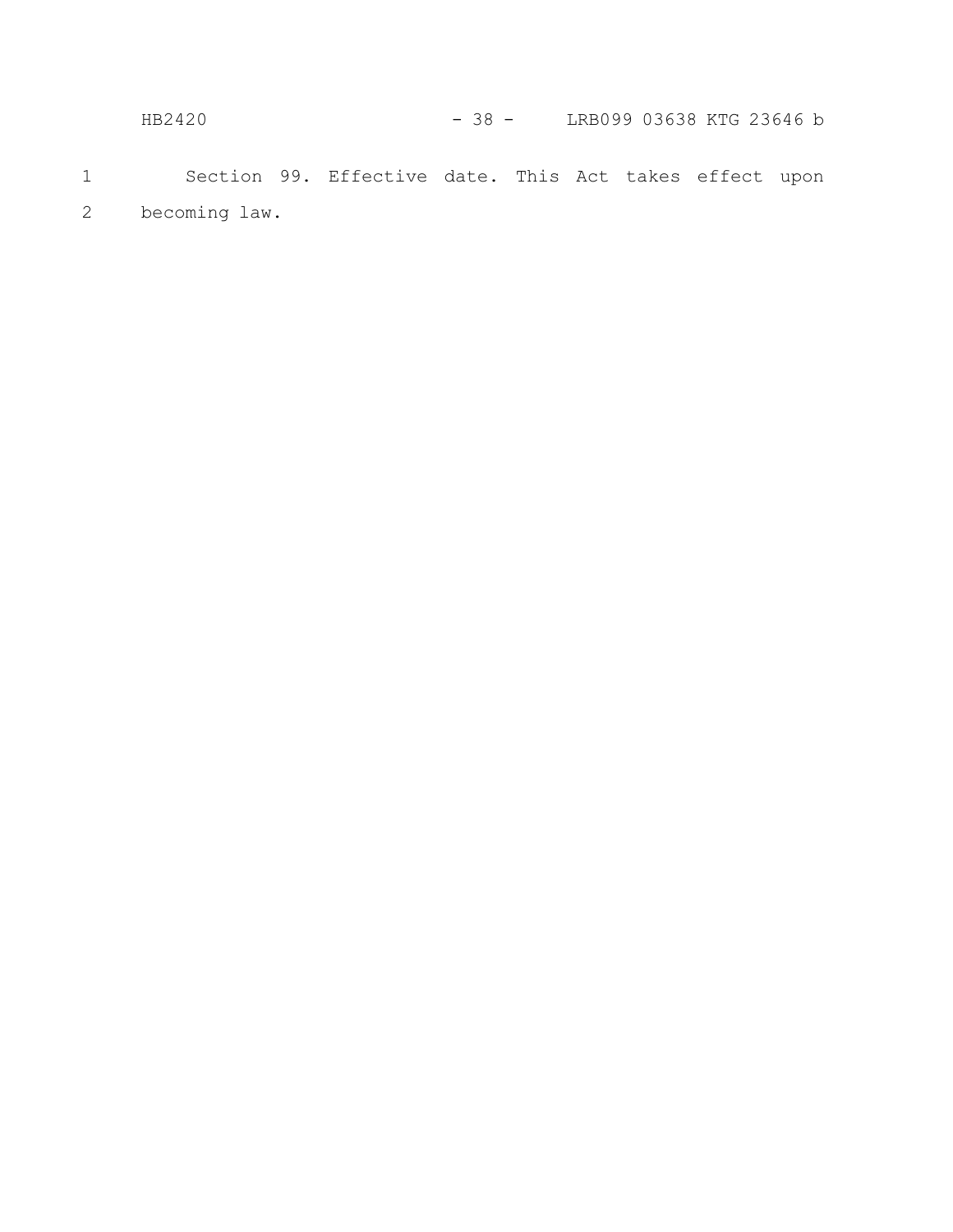Section 99. Effective date. This Act takes effect upon becoming law.